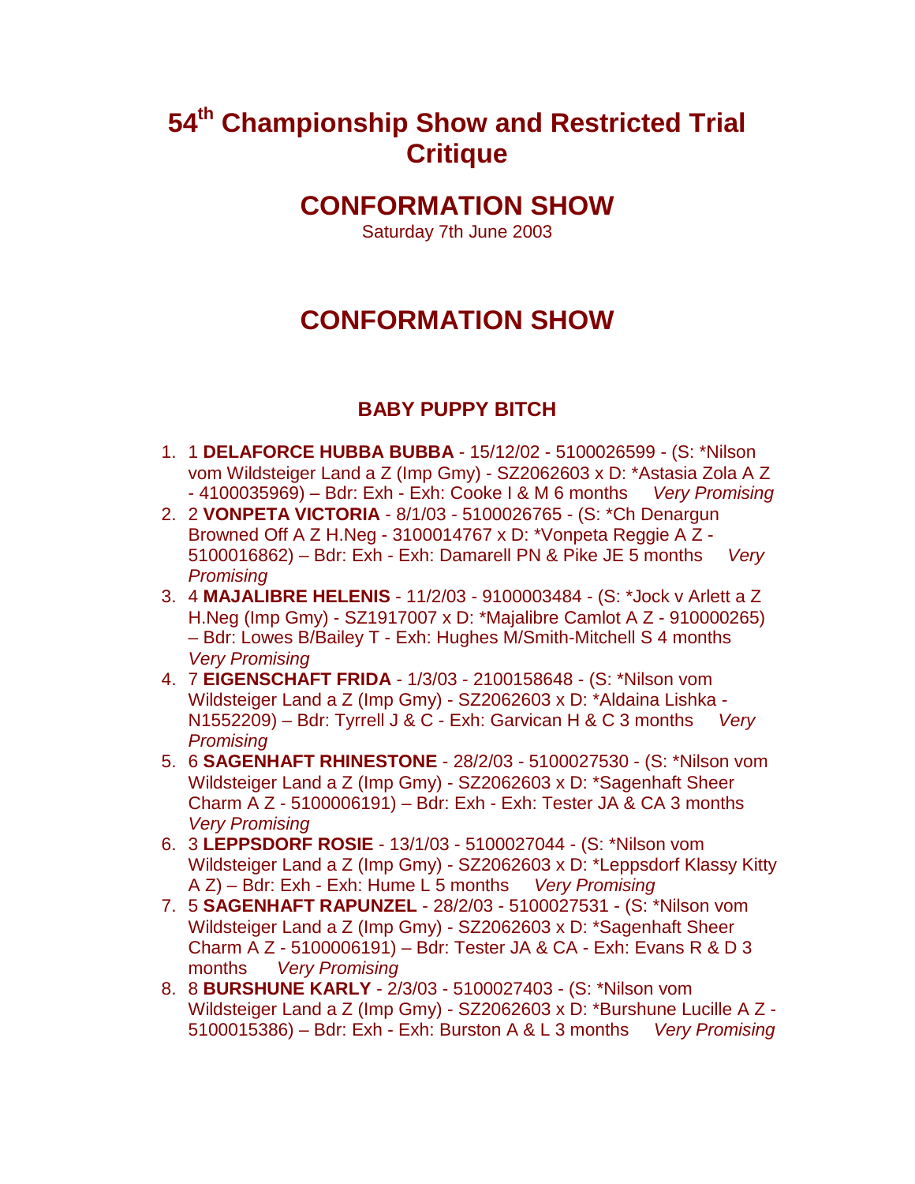# 54th Championship Show and Restricted Trial Critique

## CONFORMATION SHOW

Saturday 7th June 2003

## CONFORMATION SHOW

### BABY PUPPY BITCH

1. 1 **DELAFORCE HUBBA BUBBA** - 15/12/02 - 5100026599 - (S: *Nilson vom Wildsteiger Land a Z (Imp Gmy) - SZ2062603 x D: *Astasia Zola A Z - 4100035969) – Bdr: Exh - Exh: Cooke I & M 6 months *Very Promising*
2. 2 **VONPETA VICTORIA** - 8/1/03 - 5100026765 - (S: *Ch Denargun Browned Off A Z H.Neg - 3100014767 x D: *Vonpeta Reggie A Z - 5100016862) – Bdr: Exh - Exh: Damarell PN & Pike JE 5 months *Very Promising*
3. 4 **MAJALIBRE HELENIS** - 11/2/03 - 9100003484 - (S: *Jock v Arlett a Z H.Neg (Imp Gmy) - SZ1917007 x D: *Majalibre Camlot A Z - 910000265) – Bdr: Lowes B/Bailey T - Exh: Hughes M/Smith-Mitchell S 4 months *Very Promising*
4. 7 **EIGENSCHAFT FRIDA** - 1/3/03 - 2100158648 - (S: *Nilson vom Wildsteiger Land a Z (Imp Gmy) - SZ2062603 x D: *Aldaina Lishka - N1552209) – Bdr: Tyrrell J & C - Exh: Garvican H & C 3 months *Very Promising*
5. 6 **SAGENHAFT RHINESTONE** - 28/2/03 - 5100027530 - (S: *Nilson vom Wildsteiger Land a Z (Imp Gmy) - SZ2062603 x D: *Sagenhaft Sheer Charm A Z - 5100006191) – Bdr: Exh - Exh: Tester JA & CA 3 months *Very Promising*
6. 3 **LEPPSDORF ROSIE** - 13/1/03 - 5100027044 - (S: *Nilson vom Wildsteiger Land a Z (Imp Gmy) - SZ2062603 x D: *Leppsdorf Klassy Kitty A Z) – Bdr: Exh - Exh: Hume L 5 months *Very Promising*
7. 5 **SAGENHAFT RAPUNZEL** - 28/2/03 - 5100027531 - (S: *Nilson vom Wildsteiger Land a Z (Imp Gmy) - SZ2062603 x D: *Sagenhaft Sheer Charm A Z - 5100006191) – Bdr: Tester JA & CA - Exh: Evans R & D 3 months *Very Promising*
8. 8 **BURSHUNE KARLY** - 2/3/03 - 5100027403 - (S: *Nilson vom Wildsteiger Land a Z (Imp Gmy) - SZ2062603 x D: *Burshune Lucille A Z - 5100015386) – Bdr: Exh - Exh: Burston A & L 3 months *Very Promising*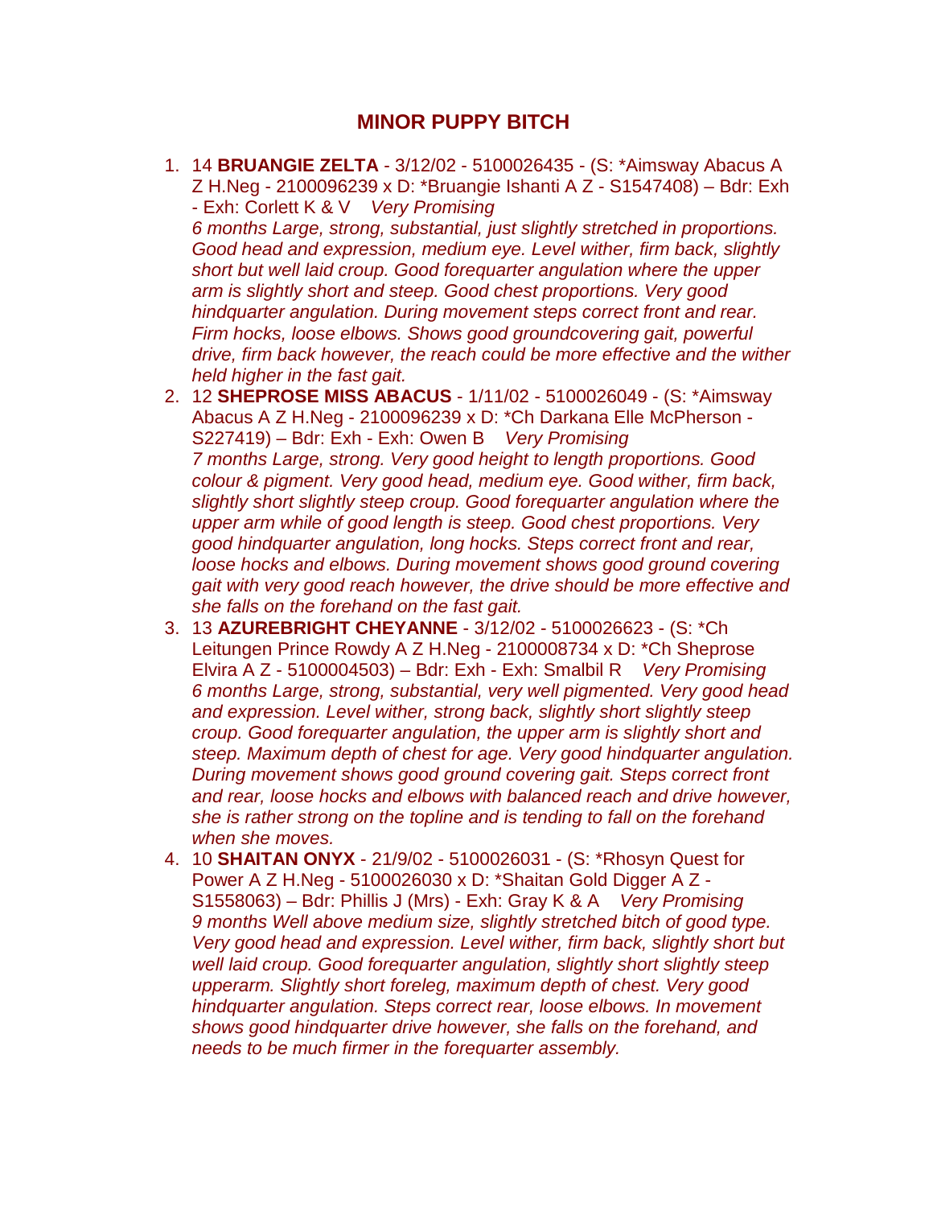## MINOR PUPPY BITCH

1. 14 **BRUANGIE ZELTA** - 3/12/02 - 5100026435 - (S: *Aimsway Abacus A Z H.Neg - 2100096239 x D: *Bruangie Ishanti A Z - S1547408) – Bdr: Exh - Exh: Corlett K & V *Very Promising*
   *6 months Large, strong, substantial, just slightly stretched in proportions. Good head and expression, medium eye. Level wither, firm back, slightly short but well laid croup. Good forequarter angulation where the upper arm is slightly short and steep. Good chest proportions. Very good hindquarter angulation. During movement steps correct front and rear. Firm hocks, loose elbows. Shows good groundcovering gait, powerful drive, firm back however, the reach could be more effective and the wither held higher in the fast gait.*
2. 12 **SHEPROSE MISS ABACUS** - 1/11/02 - 5100026049 - (S: *Aimsway Abacus A Z H.Neg - 2100096239 x D: *Ch Darkana Elle McPherson - S227419) – Bdr: Exh - Exh: Owen B *Very Promising*
   *7 months Large, strong. Very good height to length proportions. Good colour & pigment. Very good head, medium eye. Good wither, firm back, slightly short slightly steep croup. Good forequarter angulation where the upper arm while of good length is steep. Good chest proportions. Very good hindquarter angulation, long hocks. Steps correct front and rear, loose hocks and elbows. During movement shows good ground covering gait with very good reach however, the drive should be more effective and she falls on the forehand on the fast gait.*
3. 13 **AZUREBRIGHT CHEYANNE** - 3/12/02 - 5100026623 - (S: *Ch Leitungen Prince Rowdy A Z H.Neg - 2100008734 x D: *Ch Sheprose Elvira A Z - 5100004503) – Bdr: Exh - Exh: Smalbil R *Very Promising*
   *6 months Large, strong, substantial, very well pigmented. Very good head and expression. Level wither, strong back, slightly short slightly steep croup. Good forequarter angulation, the upper arm is slightly short and steep. Maximum depth of chest for age. Very good hindquarter angulation. During movement shows good ground covering gait. Steps correct front and rear, loose hocks and elbows with balanced reach and drive however, she is rather strong on the topline and is tending to fall on the forehand when she moves.*
4. 10 **SHAITAN ONYX** - 21/9/02 - 5100026031 - (S: *Rhosyn Quest for Power A Z H.Neg - 5100026030 x D: *Shaitan Gold Digger A Z - S1558063) – Bdr: Phillis J (Mrs) - Exh: Gray K & A *Very Promising*
   *9 months Well above medium size, slightly stretched bitch of good type. Very good head and expression. Level wither, firm back, slightly short but well laid croup. Good forequarter angulation, slightly short slightly steep upperarm. Slightly short foreleg, maximum depth of chest. Very good hindquarter angulation. Steps correct rear, loose elbows. In movement shows good hindquarter drive however, she falls on the forehand, and needs to be much firmer in the forequarter assembly.*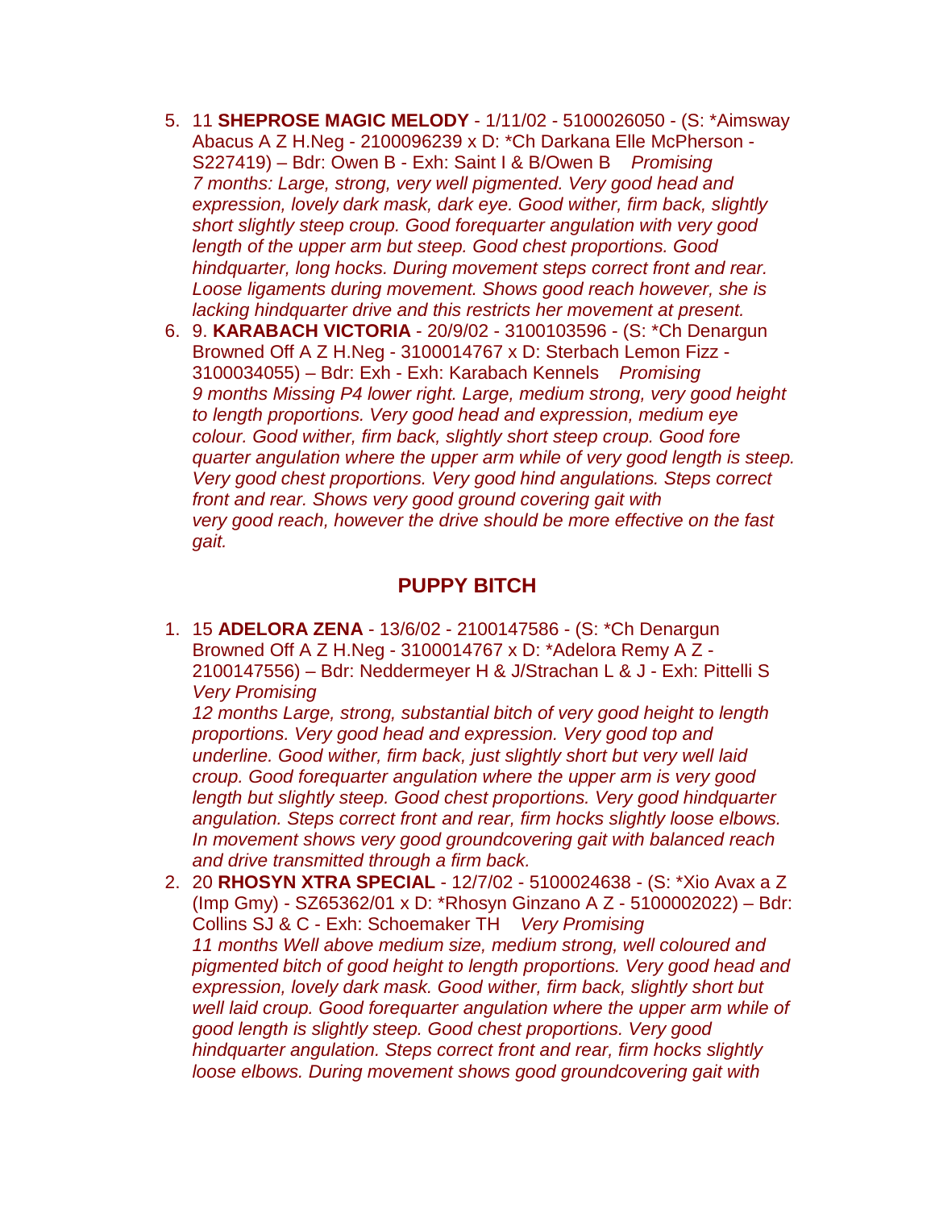5. 11 **SHEPROSE MAGIC MELODY** - 1/11/02 - 5100026050 - (S: *Aimsway Abacus A Z H.Neg - 2100096239 x D: *Ch Darkana Elle McPherson - S227419) – Bdr: Owen B - Exh: Saint I & B/Owen B *Promising*  
   *7 months: Large, strong, very well pigmented. Very good head and expression, lovely dark mask, dark eye. Good wither, firm back, slightly short slightly steep croup. Good forequarter angulation with very good length of the upper arm but steep. Good chest proportions. Good hindquarter, long hocks. During movement steps correct front and rear. Loose ligaments during movement. Shows good reach however, she is lacking hindquarter drive and this restricts her movement at present.*
6. 9. **KARABACH VICTORIA** - 20/9/02 - 3100103596 - (S: *Ch Denargun Browned Off A Z H.Neg - 3100014767 x D: Sterbach Lemon Fizz - 3100034055) – Bdr: Exh - Exh: Karabach Kennels *Promising*  
   *9 months Missing P4 lower right. Large, medium strong, very good height to length proportions. Very good head and expression, medium eye colour. Good wither, firm back, slightly short steep croup. Good fore quarter angulation where the upper arm while of very good length is steep. Very good chest proportions. Very good hind angulations. Steps correct front and rear. Shows very good ground covering gait with very good reach, however the drive should be more effective on the fast gait.*

## PUPPY BITCH

1. 15 **ADELORA ZENA** - 13/6/02 - 2100147586 - (S: *Ch Denargun Browned Off A Z H.Neg - 3100014767 x D: *Adelora Remy A Z - 2100147556) – Bdr: Neddermeyer H & J/Strachan L & J - Exh: Pittelli S *Very Promising*  
   *12 months Large, strong, substantial bitch of very good height to length proportions. Very good head and expression. Very good top and underline. Good wither, firm back, just slightly short but very well laid croup. Good forequarter angulation where the upper arm is very good length but slightly steep. Good chest proportions. Very good hindquarter angulation. Steps correct front and rear, firm hocks slightly loose elbows. In movement shows very good groundcovering gait with balanced reach and drive transmitted through a firm back.*
2. 20 **RHOSYN XTRA SPECIAL** - 12/7/02 - 5100024638 - (S: *Xio Avax a Z (Imp Gmy) - SZ65362/01 x D: *Rhosyn Ginzano A Z - 5100002022) – Bdr: Collins SJ & C - Exh: Schoemaker TH *Very Promising*  
   *11 months Well above medium size, medium strong, well coloured and pigmented bitch of good height to length proportions. Very good head and expression, lovely dark mask. Good wither, firm back, slightly short but well laid croup. Good forequarter angulation where the upper arm while of good length is slightly steep. Good chest proportions. Very good hindquarter angulation. Steps correct front and rear, firm hocks slightly loose elbows. During movement shows good groundcovering gait with*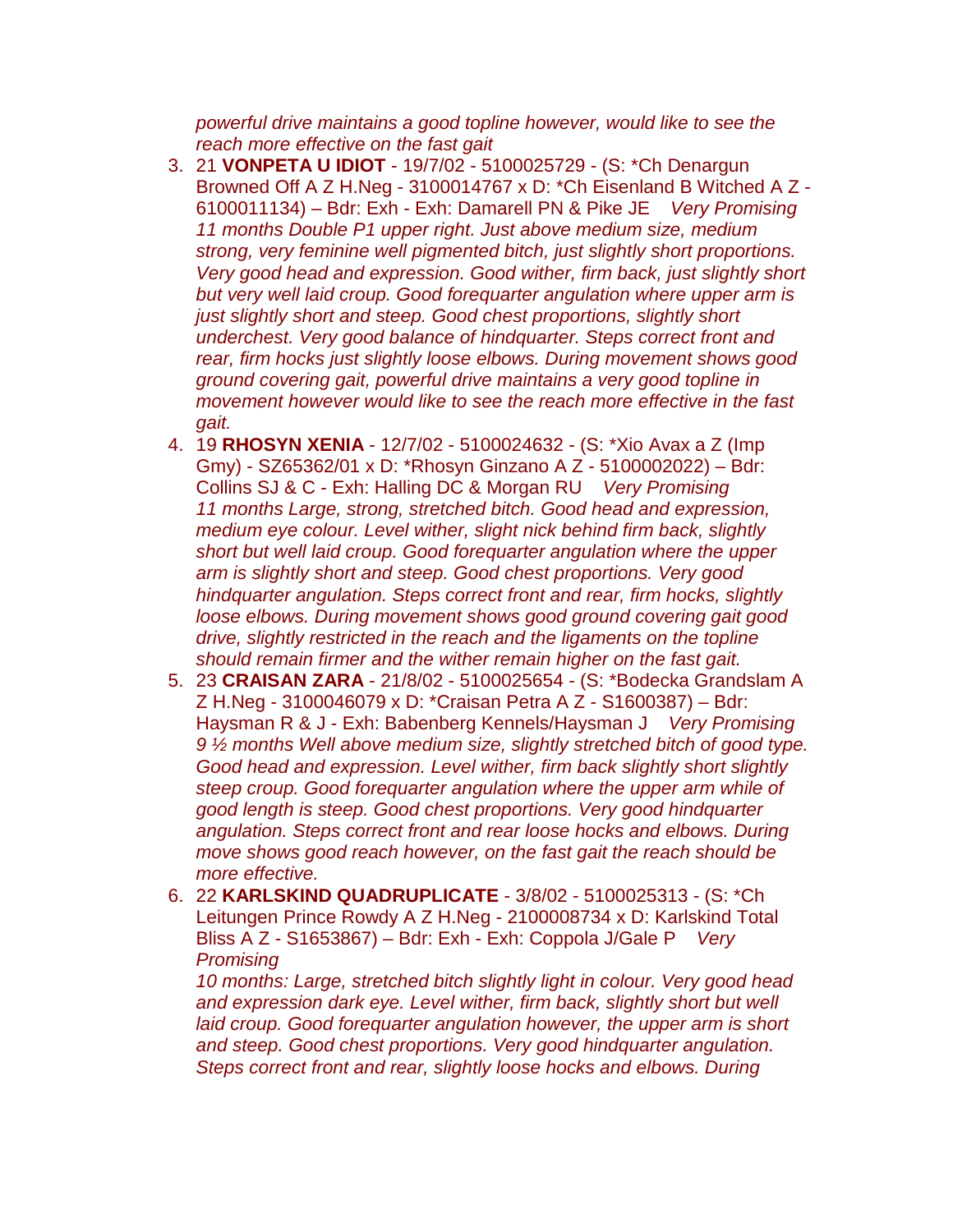*powerful drive maintains a good topline however, would like to see the reach more effective on the fast gait*

3. 21 **VONPETA U IDIOT** - 19/7/02 - 5100025729 - (S: *Ch Denargun Browned Off A Z H.Neg - 3100014767 x D: *Ch Eisenland B Witched A Z - 6100011134) – Bdr: Exh - Exh: Damarell PN & Pike JE *Very Promising 11 months Double P1 upper right. Just above medium size, medium strong, very feminine well pigmented bitch, just slightly short proportions. Very good head and expression. Good wither, firm back, just slightly short but very well laid croup. Good forequarter angulation where upper arm is just slightly short and steep. Good chest proportions, slightly short underchest. Very good balance of hindquarter. Steps correct front and rear, firm hocks just slightly loose elbows. During movement shows good ground covering gait, powerful drive maintains a very good topline in movement however would like to see the reach more effective in the fast gait.*
4. 19 **RHOSYN XENIA** - 12/7/02 - 5100024632 - (S: *Xio Avax a Z (Imp Gmy) - SZ65362/01 x D: *Rhosyn Ginzano A Z - 5100002022) – Bdr: Collins SJ & C - Exh: Halling DC & Morgan RU *Very Promising 11 months Large, strong, stretched bitch. Good head and expression, medium eye colour. Level wither, slight nick behind firm back, slightly short but well laid croup. Good forequarter angulation where the upper arm is slightly short and steep. Good chest proportions. Very good hindquarter angulation. Steps correct front and rear, firm hocks, slightly loose elbows. During movement shows good ground covering gait good drive, slightly restricted in the reach and the ligaments on the topline should remain firmer and the wither remain higher on the fast gait.*
5. 23 **CRAISAN ZARA** - 21/8/02 - 5100025654 - (S: *Bodecka Grandslam A Z H.Neg - 3100046079 x D: *Craisan Petra A Z - S1600387) – Bdr: Haysman R & J - Exh: Babenberg Kennels/Haysman J *Very Promising 9 ½ months Well above medium size, slightly stretched bitch of good type. Good head and expression. Level wither, firm back slightly short slightly steep croup. Good forequarter angulation where the upper arm while of good length is steep. Good chest proportions. Very good hindquarter angulation. Steps correct front and rear loose hocks and elbows. During move shows good reach however, on the fast gait the reach should be more effective.*
6. 22 **KARLSKIND QUADRUPLICATE** - 3/8/02 - 5100025313 - (S: *Ch Leitungen Prince Rowdy A Z H.Neg - 2100008734 x D: Karlskind Total Bliss A Z - S1653867) – Bdr: Exh - Exh: Coppola J/Gale P *Very Promising*

   *10 months: Large, stretched bitch slightly light in colour. Very good head and expression dark eye. Level wither, firm back, slightly short but well laid croup. Good forequarter angulation however, the upper arm is short and steep. Good chest proportions. Very good hindquarter angulation. Steps correct front and rear, slightly loose hocks and elbows. During*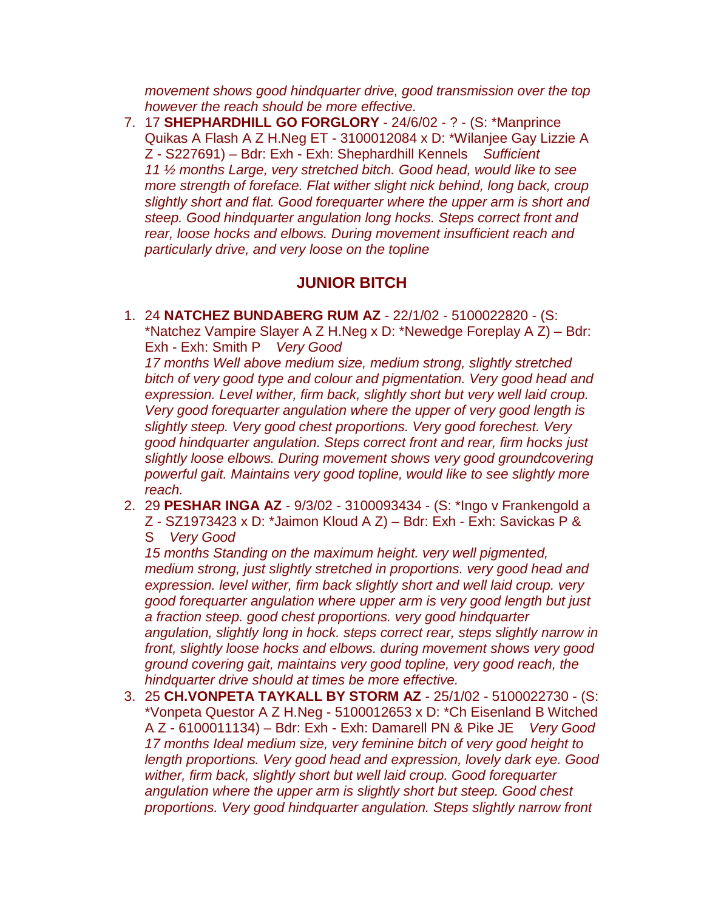*movement shows good hindquarter drive, good transmission over the top however the reach should be more effective.*

7. 17 **SHEPHARDHILL GO FORGLORY** - 24/6/02 - ? - (S: *Manprince Quikas A Flash A Z H.Neg ET - 3100012084 x D: *Wilanjee Gay Lizzie A Z - S227691) – Bdr: Exh - Exh: Shephardhill Kennels *Sufficient*
*11 ½ months Large, very stretched bitch. Good head, would like to see more strength of foreface. Flat wither slight nick behind, long back, croup slightly short and flat. Good forequarter where the upper arm is short and steep. Good hindquarter angulation long hocks. Steps correct front and rear, loose hocks and elbows. During movement insufficient reach and particularly drive, and very loose on the topline*

## JUNIOR BITCH

1. 24 **NATCHEZ BUNDABERG RUM AZ** - 22/1/02 - 5100022820 - (S: *Natchez Vampire Slayer A Z H.Neg x D: *Newedge Foreplay A Z) – Bdr: Exh - Exh: Smith P *Very Good*
*17 months Well above medium size, medium strong, slightly stretched bitch of very good type and colour and pigmentation. Very good head and expression. Level wither, firm back, slightly short but very well laid croup. Very good forequarter angulation where the upper of very good length is slightly steep. Very good chest proportions. Very good forechest. Very good hindquarter angulation. Steps correct front and rear, firm hocks just slightly loose elbows. During movement shows very good groundcovering powerful gait. Maintains very good topline, would like to see slightly more reach.*
2. 29 **PESHAR INGA AZ** - 9/3/02 - 3100093434 - (S: *Ingo v Frankengold a Z - SZ1973423 x D: *Jaimon Kloud A Z) – Bdr: Exh - Exh: Savickas P & S *Very Good*
*15 months Standing on the maximum height. very well pigmented, medium strong, just slightly stretched in proportions. very good head and expression. level wither, firm back slightly short and well laid croup. very good forequarter angulation where upper arm is very good length but just a fraction steep. good chest proportions. very good hindquarter angulation, slightly long in hock. steps correct rear, steps slightly narrow in front, slightly loose hocks and elbows. during movement shows very good ground covering gait, maintains very good topline, very good reach, the hindquarter drive should at times be more effective.*
3. 25 **CH.VONPETA TAYKALL BY STORM AZ** - 25/1/02 - 5100022730 - (S: *Vonpeta Questor A Z H.Neg - 5100012653 x D: *Ch Eisenland B Witched A Z - 6100011134) – Bdr: Exh - Exh: Damarell PN & Pike JE *Very Good*
*17 months Ideal medium size, very feminine bitch of very good height to length proportions. Very good head and expression, lovely dark eye. Good wither, firm back, slightly short but well laid croup. Good forequarter angulation where the upper arm is slightly short but steep. Good chest proportions. Very good hindquarter angulation. Steps slightly narrow front*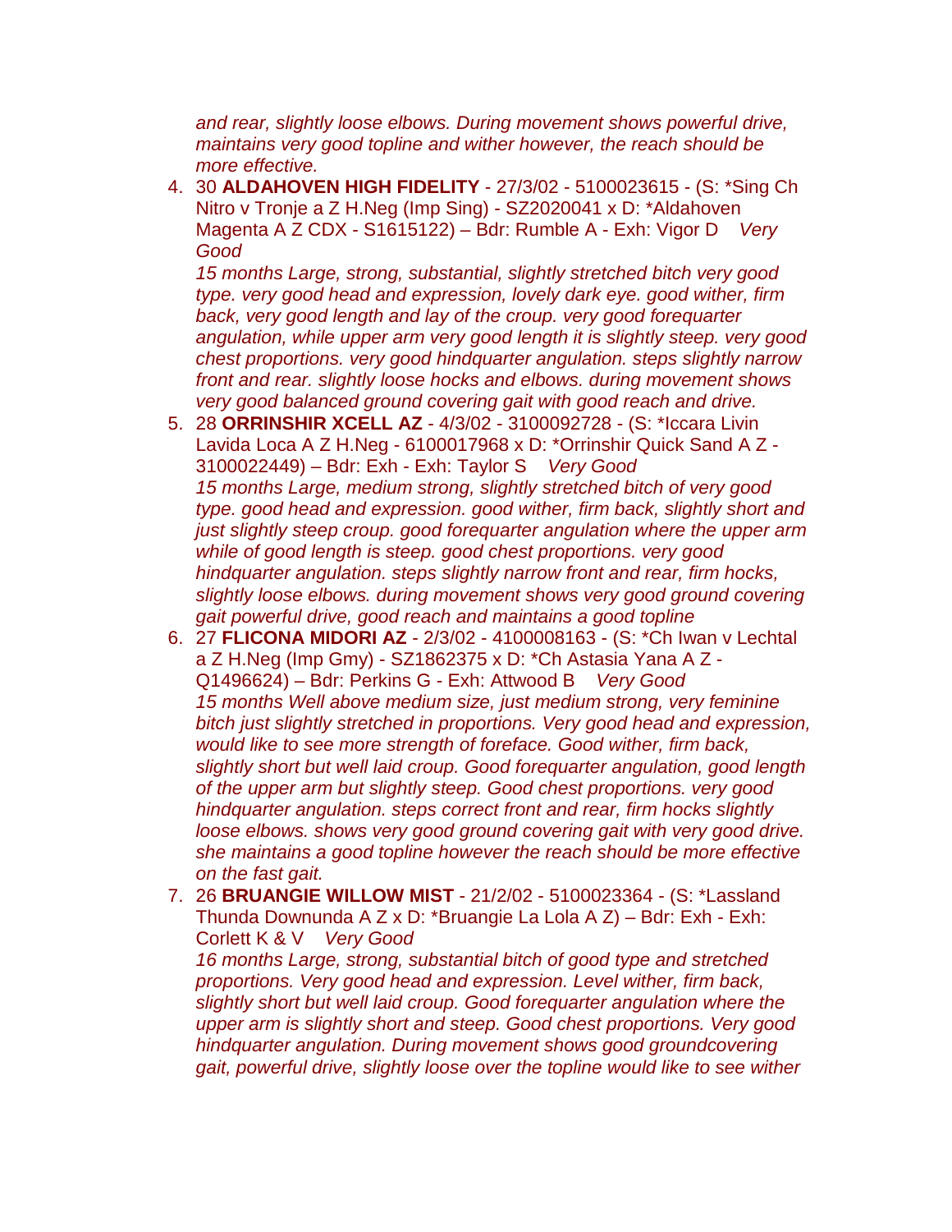*and rear, slightly loose elbows. During movement shows powerful drive, maintains very good topline and wither however, the reach should be more effective.*

4. 30 **ALDAHOVEN HIGH FIDELITY** - 27/3/02 - 5100023615 - (S: *Sing Ch Nitro v Tronje a Z H.Neg (Imp Sing) - SZ2020041 x D: *Aldahoven Magenta A Z CDX - S1615122) – Bdr: Rumble A - Exh: Vigor D *Very Good*
   *15 months Large, strong, substantial, slightly stretched bitch very good type. very good head and expression, lovely dark eye. good wither, firm back, very good length and lay of the croup. very good forequarter angulation, while upper arm very good length it is slightly steep. very good chest proportions. very good hindquarter angulation. steps slightly narrow front and rear. slightly loose hocks and elbows. during movement shows very good balanced ground covering gait with good reach and drive.*
5. 28 **ORRINSHIR XCELL AZ** - 4/3/02 - 3100092728 - (S: *Iccara Livin Lavida Loca A Z H.Neg - 6100017968 x D: *Orrinshir Quick Sand A Z - 3100022449) – Bdr: Exh - Exh: Taylor S *Very Good*
   *15 months Large, medium strong, slightly stretched bitch of very good type. good head and expression. good wither, firm back, slightly short and just slightly steep croup. good forequarter angulation where the upper arm while of good length is steep. good chest proportions. very good hindquarter angulation. steps slightly narrow front and rear, firm hocks, slightly loose elbows. during movement shows very good ground covering gait powerful drive, good reach and maintains a good topline*
6. 27 **FLICONA MIDORI AZ** - 2/3/02 - 4100008163 - (S: *Ch Iwan v Lechtal a Z H.Neg (Imp Gmy) - SZ1862375 x D: *Ch Astasia Yana A Z - Q1496624) – Bdr: Perkins G - Exh: Attwood B *Very Good*
   *15 months Well above medium size, just medium strong, very feminine bitch just slightly stretched in proportions. Very good head and expression, would like to see more strength of foreface. Good wither, firm back, slightly short but well laid croup. Good forequarter angulation, good length of the upper arm but slightly steep. Good chest proportions. very good hindquarter angulation. steps correct front and rear, firm hocks slightly loose elbows. shows very good ground covering gait with very good drive. she maintains a good topline however the reach should be more effective on the fast gait.*
7. 26 **BRUANGIE WILLOW MIST** - 21/2/02 - 5100023364 - (S: *Lassland Thunda Downunda A Z x D: *Bruangie La Lola A Z) – Bdr: Exh - Exh: Corlett K & V *Very Good*
   *16 months Large, strong, substantial bitch of good type and stretched proportions. Very good head and expression. Level wither, firm back, slightly short but well laid croup. Good forequarter angulation where the upper arm is slightly short and steep. Good chest proportions. Very good hindquarter angulation. During movement shows good groundcovering gait, powerful drive, slightly loose over the topline would like to see wither*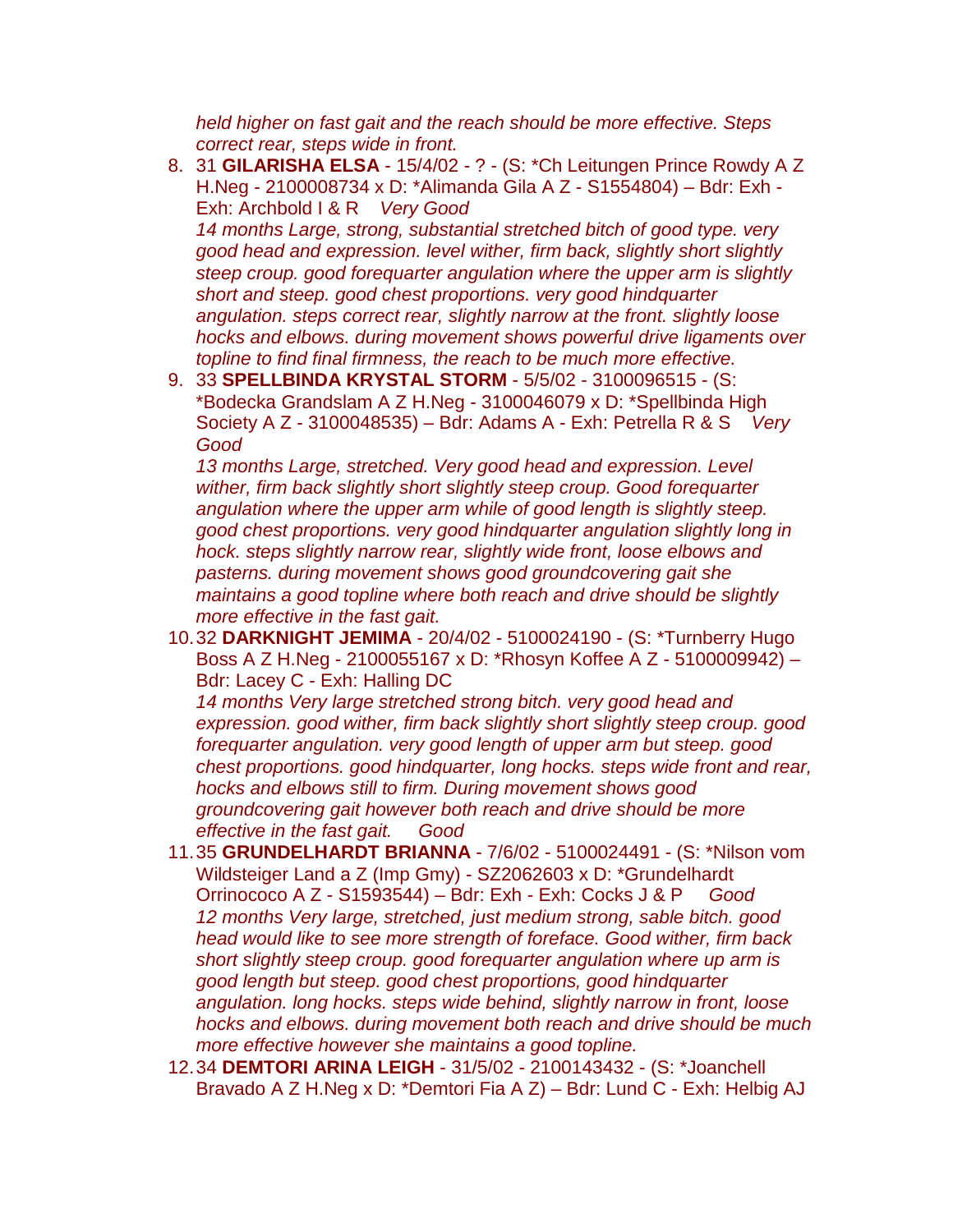*held higher on fast gait and the reach should be more effective. Steps correct rear, steps wide in front.*

8. 31 **GILARISHA ELSA** - 15/4/02 - ? - (S: *Ch Leitungen Prince Rowdy A Z H.Neg - 2100008734 x D: *Alimanda Gila A Z - S1554804) – Bdr: Exh - Exh: Archbold I & R *Very Good*
   *14 months Large, strong, substantial stretched bitch of good type. very good head and expression. level wither, firm back, slightly short slightly steep croup. good forequarter angulation where the upper arm is slightly short and steep. good chest proportions. very good hindquarter angulation. steps correct rear, slightly narrow at the front. slightly loose hocks and elbows. during movement shows powerful drive ligaments over topline to find final firmness, the reach to be much more effective.*
9. 33 **SPELLBINDA KRYSTAL STORM** - 5/5/02 - 3100096515 - (S: *Bodecka Grandslam A Z H.Neg - 3100046079 x D: *Spellbinda High Society A Z - 3100048535) – Bdr: Adams A - Exh: Petrella R & S *Very Good*
   *13 months Large, stretched. Very good head and expression. Level wither, firm back slightly short slightly steep croup. Good forequarter angulation where the upper arm while of good length is slightly steep. good chest proportions. very good hindquarter angulation slightly long in hock. steps slightly narrow rear, slightly wide front, loose elbows and pasterns. during movement shows good groundcovering gait she maintains a good topline where both reach and drive should be slightly more effective in the fast gait.*
10. 32 **DARKNIGHT JEMIMA** - 20/4/02 - 5100024190 - (S: *Turnberry Hugo Boss A Z H.Neg - 2100055167 x D: *Rhosyn Koffee A Z - 5100009942) – Bdr: Lacey C - Exh: Halling DC
    *14 months Very large stretched strong bitch. very good head and expression. good wither, firm back slightly short slightly steep croup. good forequarter angulation. very good length of upper arm but steep. good chest proportions. good hindquarter, long hocks. steps wide front and rear, hocks and elbows still to firm. During movement shows good groundcovering gait however both reach and drive should be more effective in the fast gait. Good*
11. 35 **GRUNDELHARDT BRIANNA** - 7/6/02 - 5100024491 - (S: *Nilson vom Wildsteiger Land a Z (Imp Gmy) - SZ2062603 x D: *Grundelhardt Orrinococo A Z - S1593544) – Bdr: Exh - Exh: Cocks J & P *Good*
    *12 months Very large, stretched, just medium strong, sable bitch. good head would like to see more strength of foreface. Good wither, firm back short slightly steep croup. good forequarter angulation where up arm is good length but steep. good chest proportions, good hindquarter angulation. long hocks. steps wide behind, slightly narrow in front, loose hocks and elbows. during movement both reach and drive should be much more effective however she maintains a good topline.*
12. 34 **DEMTORI ARINA LEIGH** - 31/5/02 - 2100143432 - (S: *Joanchell Bravado A Z H.Neg x D: *Demtori Fia A Z) – Bdr: Lund C - Exh: Helbig AJ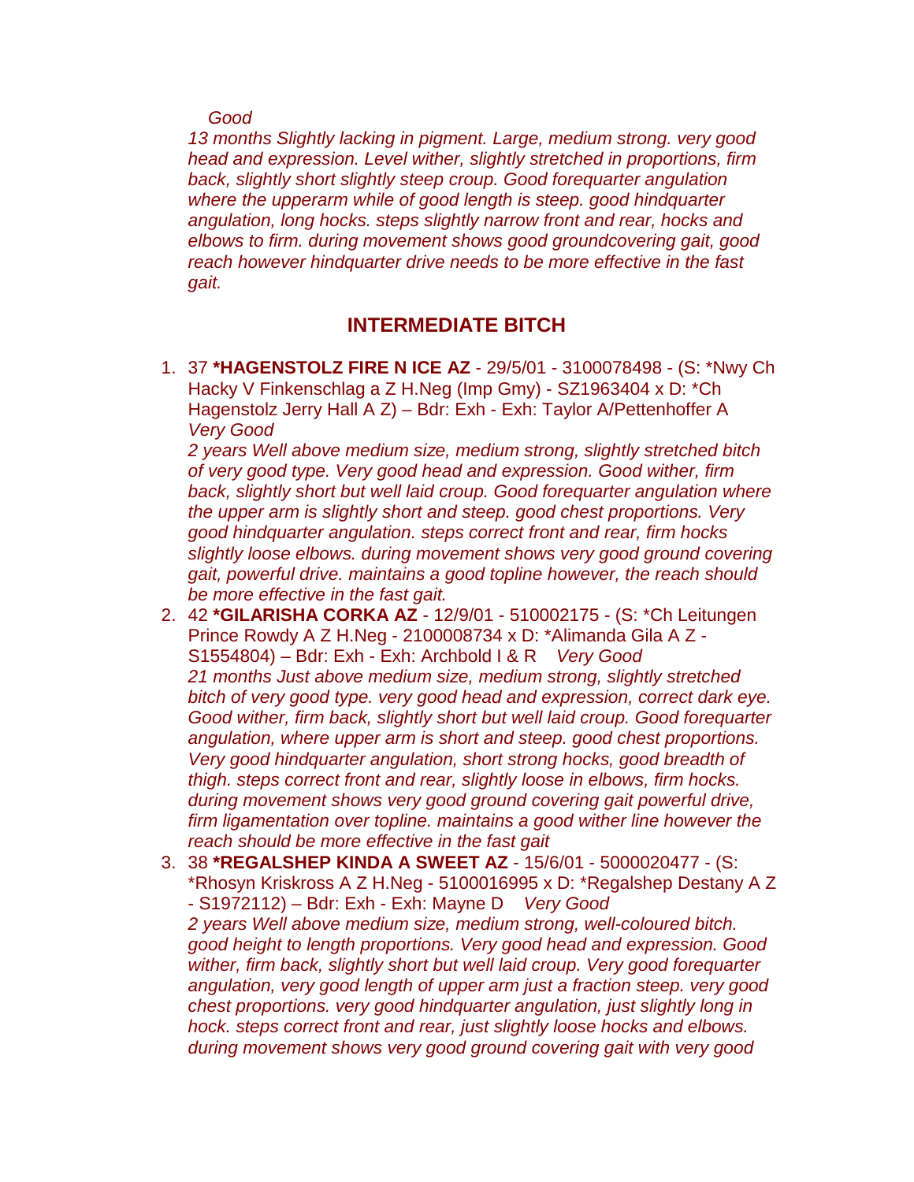*Good*

*13 months Slightly lacking in pigment. Large, medium strong. very good head and expression. Level wither, slightly stretched in proportions, firm back, slightly short slightly steep croup. Good forequarter angulation where the upperarm while of good length is steep. good hindquarter angulation, long hocks. steps slightly narrow front and rear, hocks and elbows to firm. during movement shows good groundcovering gait, good reach however hindquarter drive needs to be more effective in the fast gait.*

## INTERMEDIATE BITCH

1. 37 **\*HAGENSTOLZ FIRE N ICE AZ** - 29/5/01 - 3100078498 - (S: \*Nwy Ch Hacky V Finkenschlag a Z H.Neg (Imp Gmy) - SZ1963404 x D: \*Ch Hagenstolz Jerry Hall A Z) – Bdr: Exh - Exh: Taylor A/Pettenhoffer A *Very Good*
   *2 years Well above medium size, medium strong, slightly stretched bitch of very good type. Very good head and expression. Good wither, firm back, slightly short but well laid croup. Good forequarter angulation where the upper arm is slightly short and steep. good chest proportions. Very good hindquarter angulation. steps correct front and rear, firm hocks slightly loose elbows. during movement shows very good ground covering gait, powerful drive. maintains a good topline however, the reach should be more effective in the fast gait.*
2. 42 **\*GILARISHA CORKA AZ** - 12/9/01 - 510002175 - (S: \*Ch Leitungen Prince Rowdy A Z H.Neg - 2100008734 x D: \*Alimanda Gila A Z - S1554804) – Bdr: Exh - Exh: Archbold I & R *Very Good*
   *21 months Just above medium size, medium strong, slightly stretched bitch of very good type. very good head and expression, correct dark eye. Good wither, firm back, slightly short but well laid croup. Good forequarter angulation, where upper arm is short and steep. good chest proportions. Very good hindquarter angulation, short strong hocks, good breadth of thigh. steps correct front and rear, slightly loose in elbows, firm hocks. during movement shows very good ground covering gait powerful drive, firm ligamentation over topline. maintains a good wither line however the reach should be more effective in the fast gait*
3. 38 **\*REGALSHEP KINDA A SWEET AZ** - 15/6/01 - 5000020477 - (S: \*Rhosyn Kriskross A Z H.Neg - 5100016995 x D: \*Regalshep Destany A Z - S1972112) – Bdr: Exh - Exh: Mayne D *Very Good*
   *2 years Well above medium size, medium strong, well-coloured bitch. good height to length proportions. Very good head and expression. Good wither, firm back, slightly short but well laid croup. Very good forequarter angulation, very good length of upper arm just a fraction steep. very good chest proportions. very good hindquarter angulation, just slightly long in hock. steps correct front and rear, just slightly loose hocks and elbows. during movement shows very good ground covering gait with very good*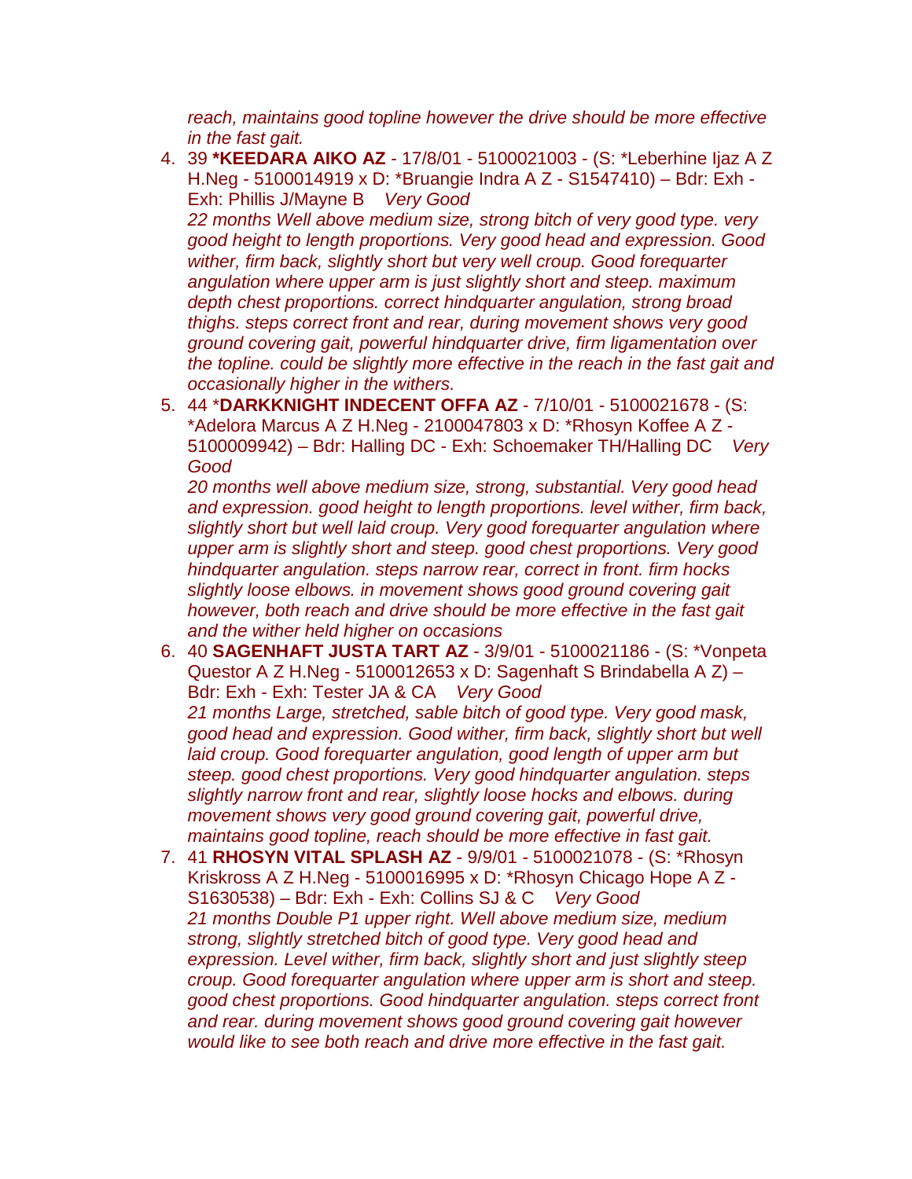*reach, maintains good topline however the drive should be more effective in the fast gait.*

4. 39 **\*KEEDARA AIKO AZ** - 17/8/01 - 5100021003 - (S: \*Leberhine Ijaz A Z H.Neg - 5100014919 x D: \*Bruangie Indra A Z - S1547410) – Bdr: Exh - Exh: Phillis J/Mayne B *Very Good*
   *22 months Well above medium size, strong bitch of very good type. very good height to length proportions. Very good head and expression. Good wither, firm back, slightly short but very well croup. Good forequarter angulation where upper arm is just slightly short and steep. maximum depth chest proportions. correct hindquarter angulation, strong broad thighs. steps correct front and rear, during movement shows very good ground covering gait, powerful hindquarter drive, firm ligamentation over the topline. could be slightly more effective in the reach in the fast gait and occasionally higher in the withers.*
5. 44 \***DARKKNIGHT INDECENT OFFA AZ** - 7/10/01 - 5100021678 - (S: \*Adelora Marcus A Z H.Neg - 2100047803 x D: \*Rhosyn Koffee A Z - 5100009942) – Bdr: Halling DC - Exh: Schoemaker TH/Halling DC *Very Good*
   *20 months well above medium size, strong, substantial. Very good head and expression. good height to length proportions. level wither, firm back, slightly short but well laid croup. Very good forequarter angulation where upper arm is slightly short and steep. good chest proportions. Very good hindquarter angulation. steps narrow rear, correct in front. firm hocks slightly loose elbows. in movement shows good ground covering gait however, both reach and drive should be more effective in the fast gait and the wither held higher on occasions*
6. 40 **SAGENHAFT JUSTA TART AZ** - 3/9/01 - 5100021186 - (S: \*Vonpeta Questor A Z H.Neg - 5100012653 x D: Sagenhaft S Brindabella A Z) – Bdr: Exh - Exh: Tester JA & CA *Very Good*
   *21 months Large, stretched, sable bitch of good type. Very good mask, good head and expression. Good wither, firm back, slightly short but well laid croup. Good forequarter angulation, good length of upper arm but steep. good chest proportions. Very good hindquarter angulation. steps slightly narrow front and rear, slightly loose hocks and elbows. during movement shows very good ground covering gait, powerful drive, maintains good topline, reach should be more effective in fast gait.*
7. 41 **RHOSYN VITAL SPLASH AZ** - 9/9/01 - 5100021078 - (S: \*Rhosyn Kriskross A Z H.Neg - 5100016995 x D: \*Rhosyn Chicago Hope A Z - S1630538) – Bdr: Exh - Exh: Collins SJ & C *Very Good*
   *21 months Double P1 upper right. Well above medium size, medium strong, slightly stretched bitch of good type. Very good head and expression. Level wither, firm back, slightly short and just slightly steep croup. Good forequarter angulation where upper arm is short and steep. good chest proportions. Good hindquarter angulation. steps correct front and rear. during movement shows good ground covering gait however would like to see both reach and drive more effective in the fast gait.*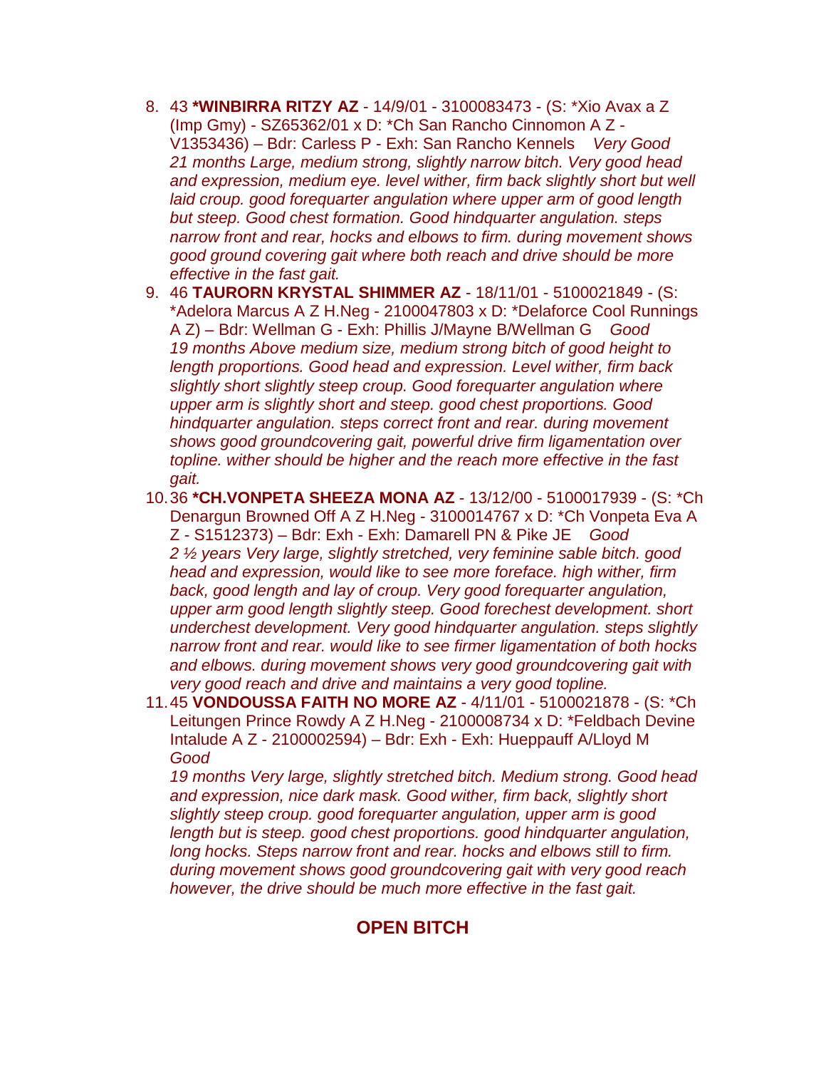8. 43 **\*WINBIRRA RITZY AZ** - 14/9/01 - 3100083473 - (S: \*Xio Avax a Z (Imp Gmy) - SZ65362/01 x D: \*Ch San Rancho Cinnomon A Z - V1353436) – Bdr: Carless P - Exh: San Rancho Kennels *Very Good*
*21 months Large, medium strong, slightly narrow bitch. Very good head and expression, medium eye. level wither, firm back slightly short but well laid croup. good forequarter angulation where upper arm of good length but steep. Good chest formation. Good hindquarter angulation. steps narrow front and rear, hocks and elbows to firm. during movement shows good ground covering gait where both reach and drive should be more effective in the fast gait.*
9. 46 **TAURORN KRYSTAL SHIMMER AZ** - 18/11/01 - 5100021849 - (S: \*Adelora Marcus A Z H.Neg - 2100047803 x D: \*Delaforce Cool Runnings A Z) – Bdr: Wellman G - Exh: Phillis J/Mayne B/Wellman G *Good*
*19 months Above medium size, medium strong bitch of good height to length proportions. Good head and expression. Level wither, firm back slightly short slightly steep croup. Good forequarter angulation where upper arm is slightly short and steep. good chest proportions. Good hindquarter angulation. steps correct front and rear. during movement shows good groundcovering gait, powerful drive firm ligamentation over topline. wither should be higher and the reach more effective in the fast gait.*
10. 36 **\*CH.VONPETA SHEEZA MONA AZ** - 13/12/00 - 5100017939 - (S: \*Ch Denargun Browned Off A Z H.Neg - 3100014767 x D: \*Ch Vonpeta Eva A Z - S1512373) – Bdr: Exh - Exh: Damarell PN & Pike JE *Good*
*2 ½ years Very large, slightly stretched, very feminine sable bitch. good head and expression, would like to see more foreface. high wither, firm back, good length and lay of croup. Very good forequarter angulation, upper arm good length slightly steep. Good forechest development. short underchest development. Very good hindquarter angulation. steps slightly narrow front and rear. would like to see firmer ligamentation of both hocks and elbows. during movement shows very good groundcovering gait with very good reach and drive and maintains a very good topline.*
11. 45 **VONDOUSSA FAITH NO MORE AZ** - 4/11/01 - 5100021878 - (S: \*Ch Leitungen Prince Rowdy A Z H.Neg - 2100008734 x D: \*Feldbach Devine Intalude A Z - 2100002594) – Bdr: Exh - Exh: Hueppauff A/Lloyd M *Good*
*19 months Very large, slightly stretched bitch. Medium strong. Good head and expression, nice dark mask. Good wither, firm back, slightly short slightly steep croup. good forequarter angulation, upper arm is good length but is steep. good chest proportions. good hindquarter angulation, long hocks. Steps narrow front and rear. hocks and elbows still to firm. during movement shows good groundcovering gait with very good reach however, the drive should be much more effective in the fast gait.*

## OPEN BITCH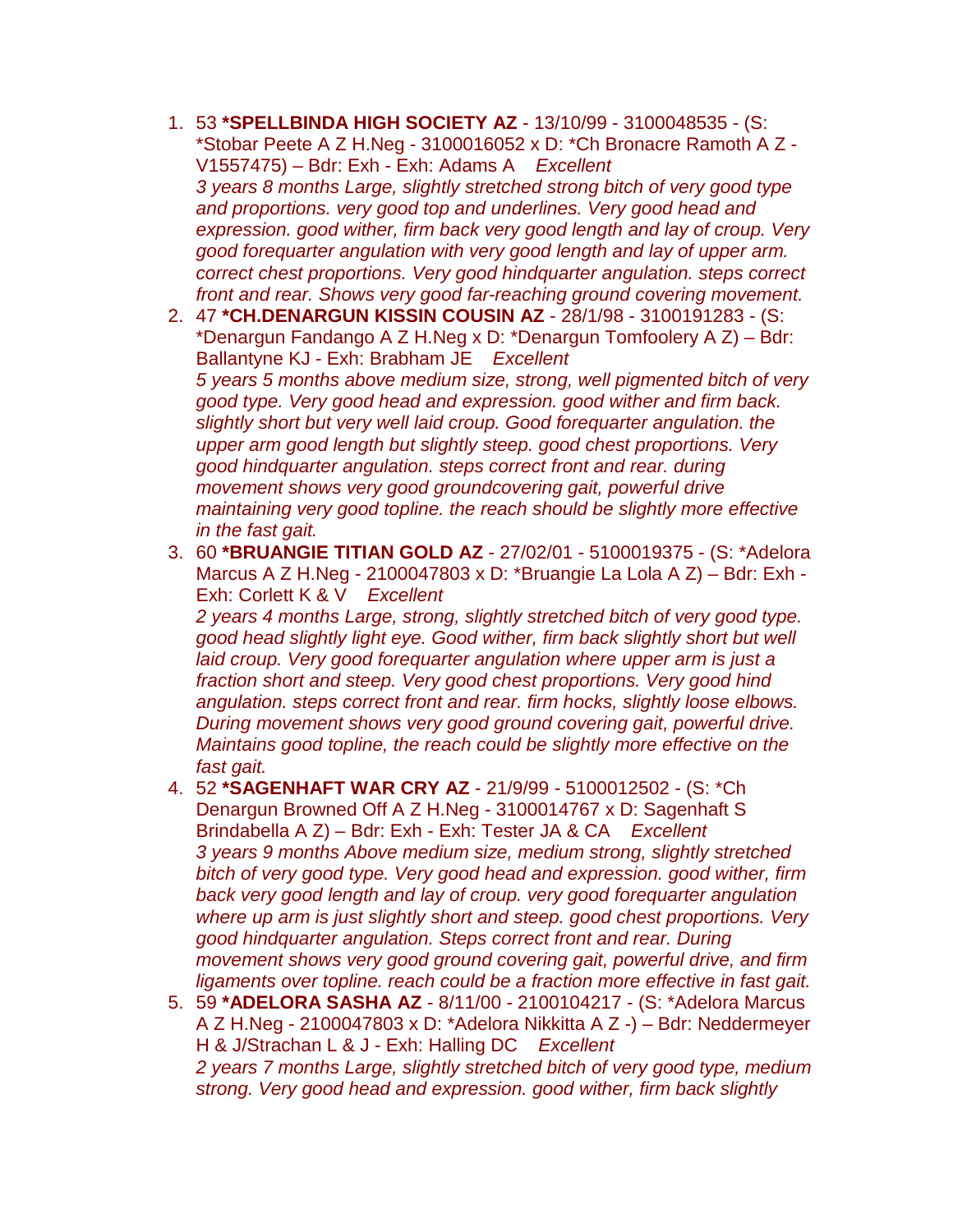1. 53 **\*SPELLBINDA HIGH SOCIETY AZ** - 13/10/99 - 3100048535 - (S: *Stobar Peete A Z H.Neg - 3100016052 x D: *Ch Bronacre Ramoth A Z - V1557475) – Bdr: Exh - Exh: Adams A *Excellent*
   *3 years 8 months Large, slightly stretched strong bitch of very good type and proportions. very good top and underlines. Very good head and expression. good wither, firm back very good length and lay of croup. Very good forequarter angulation with very good length and lay of upper arm. correct chest proportions. Very good hindquarter angulation. steps correct front and rear. Shows very good far-reaching ground covering movement.*
2. 47 **\*CH.DENARGUN KISSIN COUSIN AZ** - 28/1/98 - 3100191283 - (S: *Denargun Fandango A Z H.Neg x D: *Denargun Tomfoolery A Z) – Bdr: Ballantyne KJ - Exh: Brabham JE *Excellent*
   *5 years 5 months above medium size, strong, well pigmented bitch of very good type. Very good head and expression. good wither and firm back. slightly short but very well laid croup. Good forequarter angulation. the upper arm good length but slightly steep. good chest proportions. Very good hindquarter angulation. steps correct front and rear. during movement shows very good groundcovering gait, powerful drive maintaining very good topline. the reach should be slightly more effective in the fast gait.*
3. 60 **\*BRUANGIE TITIAN GOLD AZ** - 27/02/01 - 5100019375 - (S: *Adelora Marcus A Z H.Neg - 2100047803 x D: *Bruangie La Lola A Z) – Bdr: Exh - Exh: Corlett K & V *Excellent*
   *2 years 4 months Large, strong, slightly stretched bitch of very good type. good head slightly light eye. Good wither, firm back slightly short but well laid croup. Very good forequarter angulation where upper arm is just a fraction short and steep. Very good chest proportions. Very good hind angulation. steps correct front and rear. firm hocks, slightly loose elbows. During movement shows very good ground covering gait, powerful drive. Maintains good topline, the reach could be slightly more effective on the fast gait.*
4. 52 **\*SAGENHAFT WAR CRY AZ** - 21/9/99 - 5100012502 - (S: *Ch Denargun Browned Off A Z H.Neg - 3100014767 x D: Sagenhaft S Brindabella A Z) – Bdr: Exh - Exh: Tester JA & CA *Excellent*
   *3 years 9 months Above medium size, medium strong, slightly stretched bitch of very good type. Very good head and expression. good wither, firm back very good length and lay of croup. very good forequarter angulation where up arm is just slightly short and steep. good chest proportions. Very good hindquarter angulation. Steps correct front and rear. During movement shows very good ground covering gait, powerful drive, and firm ligaments over topline. reach could be a fraction more effective in fast gait.*
5. 59 **\*ADELORA SASHA AZ** - 8/11/00 - 2100104217 - (S: *Adelora Marcus A Z H.Neg - 2100047803 x D: *Adelora Nikkitta A Z -) – Bdr: Neddermeyer H & J/Strachan L & J - Exh: Halling DC *Excellent*
   *2 years 7 months Large, slightly stretched bitch of very good type, medium strong. Very good head and expression. good wither, firm back slightly*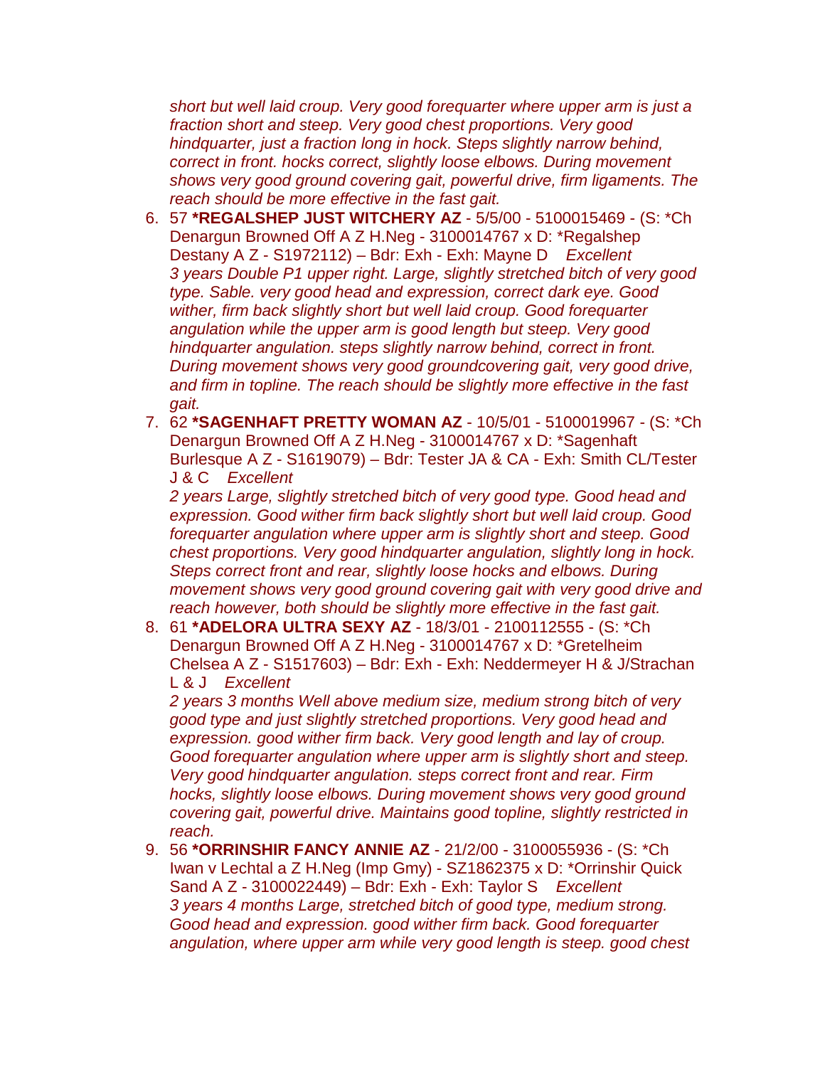*short but well laid croup. Very good forequarter where upper arm is just a fraction short and steep. Very good chest proportions. Very good hindquarter, just a fraction long in hock. Steps slightly narrow behind, correct in front. hocks correct, slightly loose elbows. During movement shows very good ground covering gait, powerful drive, firm ligaments. The reach should be more effective in the fast gait.*

6. 57 **\*REGALSHEP JUST WITCHERY AZ** - 5/5/00 - 5100015469 - (S: \*Ch Denargun Browned Off A Z H.Neg - 3100014767 x D: \*Regalshep Destany A Z - S1972112) – Bdr: Exh - Exh: Mayne D *Excellent*
   *3 years Double P1 upper right. Large, slightly stretched bitch of very good type. Sable. very good head and expression, correct dark eye. Good wither, firm back slightly short but well laid croup. Good forequarter angulation while the upper arm is good length but steep. Very good hindquarter angulation. steps slightly narrow behind, correct in front. During movement shows very good groundcovering gait, very good drive, and firm in topline. The reach should be slightly more effective in the fast gait.*
7. 62 **\*SAGENHAFT PRETTY WOMAN AZ** - 10/5/01 - 5100019967 - (S: \*Ch Denargun Browned Off A Z H.Neg - 3100014767 x D: \*Sagenhaft Burlesque A Z - S1619079) – Bdr: Tester JA & CA - Exh: Smith CL/Tester J & C *Excellent*
   *2 years Large, slightly stretched bitch of very good type. Good head and expression. Good wither firm back slightly short but well laid croup. Good forequarter angulation where upper arm is slightly short and steep. Good chest proportions. Very good hindquarter angulation, slightly long in hock. Steps correct front and rear, slightly loose hocks and elbows. During movement shows very good ground covering gait with very good drive and reach however, both should be slightly more effective in the fast gait.*
8. 61 **\*ADELORA ULTRA SEXY AZ** - 18/3/01 - 2100112555 - (S: \*Ch Denargun Browned Off A Z H.Neg - 3100014767 x D: \*Gretelheim Chelsea A Z - S1517603) – Bdr: Exh - Exh: Neddermeyer H & J/Strachan L & J *Excellent*
   *2 years 3 months Well above medium size, medium strong bitch of very good type and just slightly stretched proportions. Very good head and expression. good wither firm back. Very good length and lay of croup. Good forequarter angulation where upper arm is slightly short and steep. Very good hindquarter angulation. steps correct front and rear. Firm hocks, slightly loose elbows. During movement shows very good ground covering gait, powerful drive. Maintains good topline, slightly restricted in reach.*
9. 56 **\*ORRINSHIR FANCY ANNIE AZ** - 21/2/00 - 3100055936 - (S: \*Ch Iwan v Lechtal a Z H.Neg (Imp Gmy) - SZ1862375 x D: \*Orrinshir Quick Sand A Z - 3100022449) – Bdr: Exh - Exh: Taylor S *Excellent*
   *3 years 4 months Large, stretched bitch of good type, medium strong. Good head and expression. good wither firm back. Good forequarter angulation, where upper arm while very good length is steep. good chest*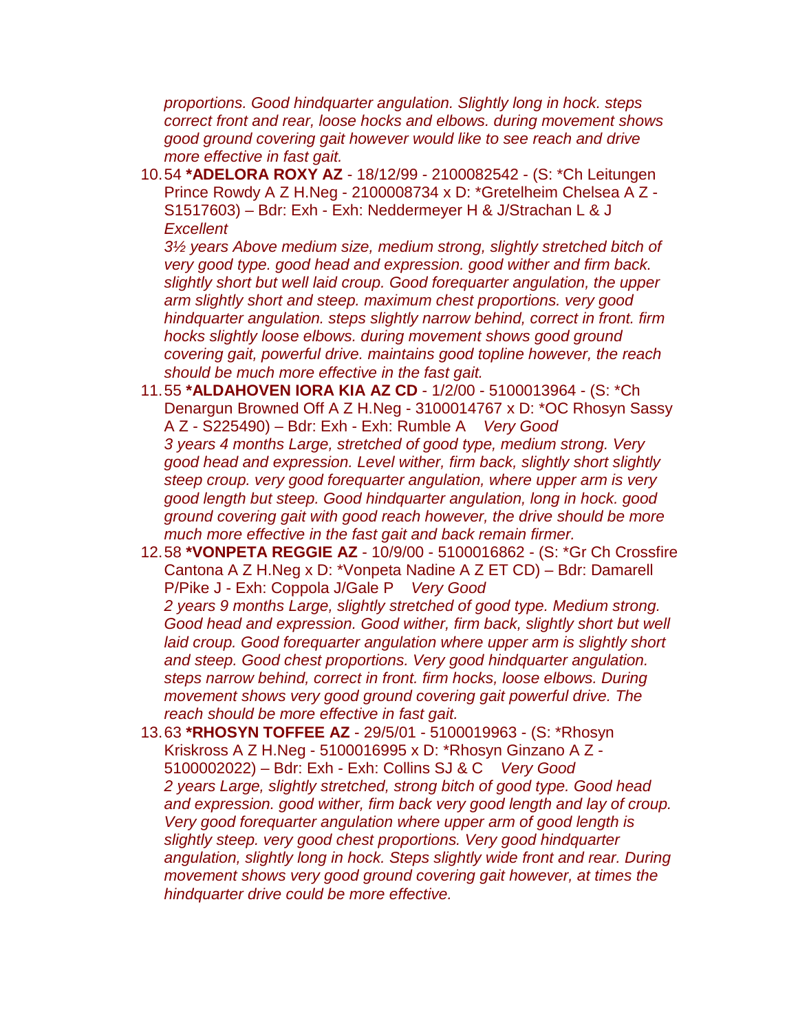*proportions. Good hindquarter angulation. Slightly long in hock. steps correct front and rear, loose hocks and elbows. during movement shows good ground covering gait however would like to see reach and drive more effective in fast gait.*

10. 54 **\*ADELORA ROXY AZ** - 18/12/99 - 2100082542 - (S: \*Ch Leitungen Prince Rowdy A Z H.Neg - 2100008734 x D: \*Gretelheim Chelsea A Z - S1517603) – Bdr: Exh - Exh: Neddermeyer H & J/Strachan L & J *Excellent*
    *3½ years Above medium size, medium strong, slightly stretched bitch of very good type. good head and expression. good wither and firm back. slightly short but well laid croup. Good forequarter angulation, the upper arm slightly short and steep. maximum chest proportions. very good hindquarter angulation. steps slightly narrow behind, correct in front. firm hocks slightly loose elbows. during movement shows good ground covering gait, powerful drive. maintains good topline however, the reach should be much more effective in the fast gait.*
11. 55 **\*ALDAHOVEN IORA KIA AZ CD** - 1/2/00 - 5100013964 - (S: \*Ch Denargun Browned Off A Z H.Neg - 3100014767 x D: \*OC Rhosyn Sassy A Z - S225490) – Bdr: Exh - Exh: Rumble A *Very Good*
    *3 years 4 months Large, stretched of good type, medium strong. Very good head and expression. Level wither, firm back, slightly short slightly steep croup. very good forequarter angulation, where upper arm is very good length but steep. Good hindquarter angulation, long in hock. good ground covering gait with good reach however, the drive should be more much more effective in the fast gait and back remain firmer.*
12. 58 **\*VONPETA REGGIE AZ** - 10/9/00 - 5100016862 - (S: \*Gr Ch Crossfire Cantona A Z H.Neg x D: \*Vonpeta Nadine A Z ET CD) – Bdr: Damarell P/Pike J - Exh: Coppola J/Gale P *Very Good*
    *2 years 9 months Large, slightly stretched of good type. Medium strong. Good head and expression. Good wither, firm back, slightly short but well laid croup. Good forequarter angulation where upper arm is slightly short and steep. Good chest proportions. Very good hindquarter angulation. steps narrow behind, correct in front. firm hocks, loose elbows. During movement shows very good ground covering gait powerful drive. The reach should be more effective in fast gait.*
13. 63 **\*RHOSYN TOFFEE AZ** - 29/5/01 - 5100019963 - (S: \*Rhosyn Kriskross A Z H.Neg - 5100016995 x D: \*Rhosyn Ginzano A Z - 5100002022) – Bdr: Exh - Exh: Collins SJ & C *Very Good*
    *2 years Large, slightly stretched, strong bitch of good type. Good head and expression. good wither, firm back very good length and lay of croup. Very good forequarter angulation where upper arm of good length is slightly steep. very good chest proportions. Very good hindquarter angulation, slightly long in hock. Steps slightly wide front and rear. During movement shows very good ground covering gait however, at times the hindquarter drive could be more effective.*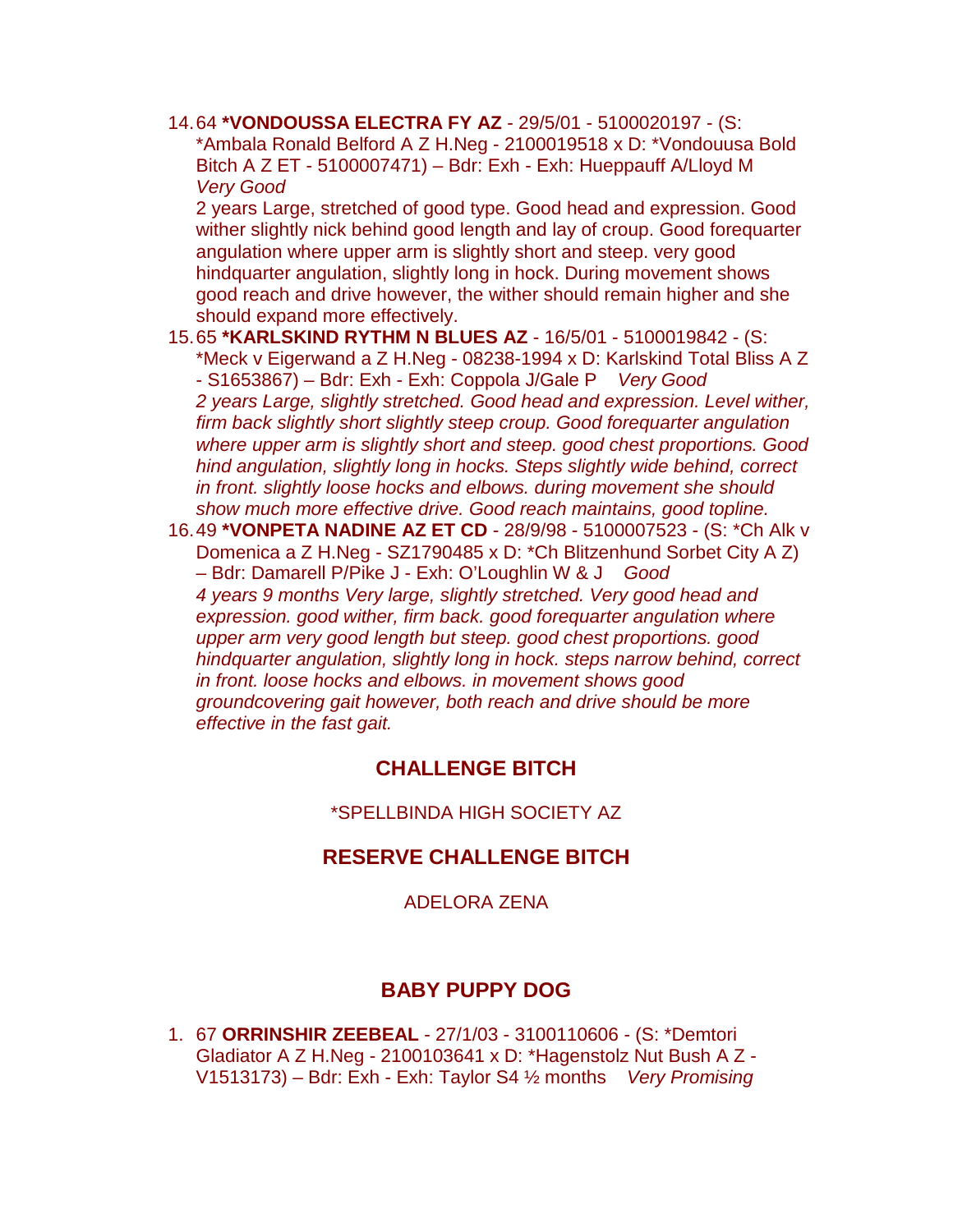14. 64 **\*VONDOUSSA ELECTRA FY AZ** - 29/5/01 - 5100020197 - (S: *Ambala Ronald Belford A Z H.Neg - 2100019518 x D: *Vondouusa Bold Bitch A Z ET - 5100007471) – Bdr: Exh - Exh: Hueppauff A/Lloyd M *Very Good*

    2 years Large, stretched of good type. Good head and expression. Good wither slightly nick behind good length and lay of croup. Good forequarter angulation where upper arm is slightly short and steep. very good hindquarter angulation, slightly long in hock. During movement shows good reach and drive however, the wither should remain higher and she should expand more effectively.

15. 65 **\*KARLSKIND RYTHM N BLUES AZ** - 16/5/01 - 5100019842 - (S: *Meck v Eigerwand a Z H.Neg - 08238-1994 x D: Karlskind Total Bliss A Z - S1653867) – Bdr: Exh - Exh: Coppola J/Gale P *Very Good*

    *2 years Large, slightly stretched. Good head and expression. Level wither, firm back slightly short slightly steep croup. Good forequarter angulation where upper arm is slightly short and steep. good chest proportions. Good hind angulation, slightly long in hocks. Steps slightly wide behind, correct in front. slightly loose hocks and elbows. during movement she should show much more effective drive. Good reach maintains, good topline.*

16. 49 **\*VONPETA NADINE AZ ET CD** - 28/9/98 - 5100007523 - (S: *Ch Alk v Domenica a Z H.Neg - SZ1790485 x D: *Ch Blitzenhund Sorbet City A Z) – Bdr: Damarell P/Pike J - Exh: O'Loughlin W & J *Good*

    *4 years 9 months Very large, slightly stretched. Very good head and expression. good wither, firm back. good forequarter angulation where upper arm very good length but steep. good chest proportions. good hindquarter angulation, slightly long in hock. steps narrow behind, correct in front. loose hocks and elbows. in movement shows good groundcovering gait however, both reach and drive should be more effective in the fast gait.*

## CHALLENGE BITCH

*SPELLBINDA HIGH SOCIETY AZ

## RESERVE CHALLENGE BITCH

ADELORA ZENA

## BABY PUPPY DOG

1. 67 **ORRINSHIR ZEEBEAL** - 27/1/03 - 3100110606 - (S: *Demtori Gladiator A Z H.Neg - 2100103641 x D: *Hagenstolz Nut Bush A Z - V1513173) – Bdr: Exh - Exh: Taylor S4 ½ months *Very Promising*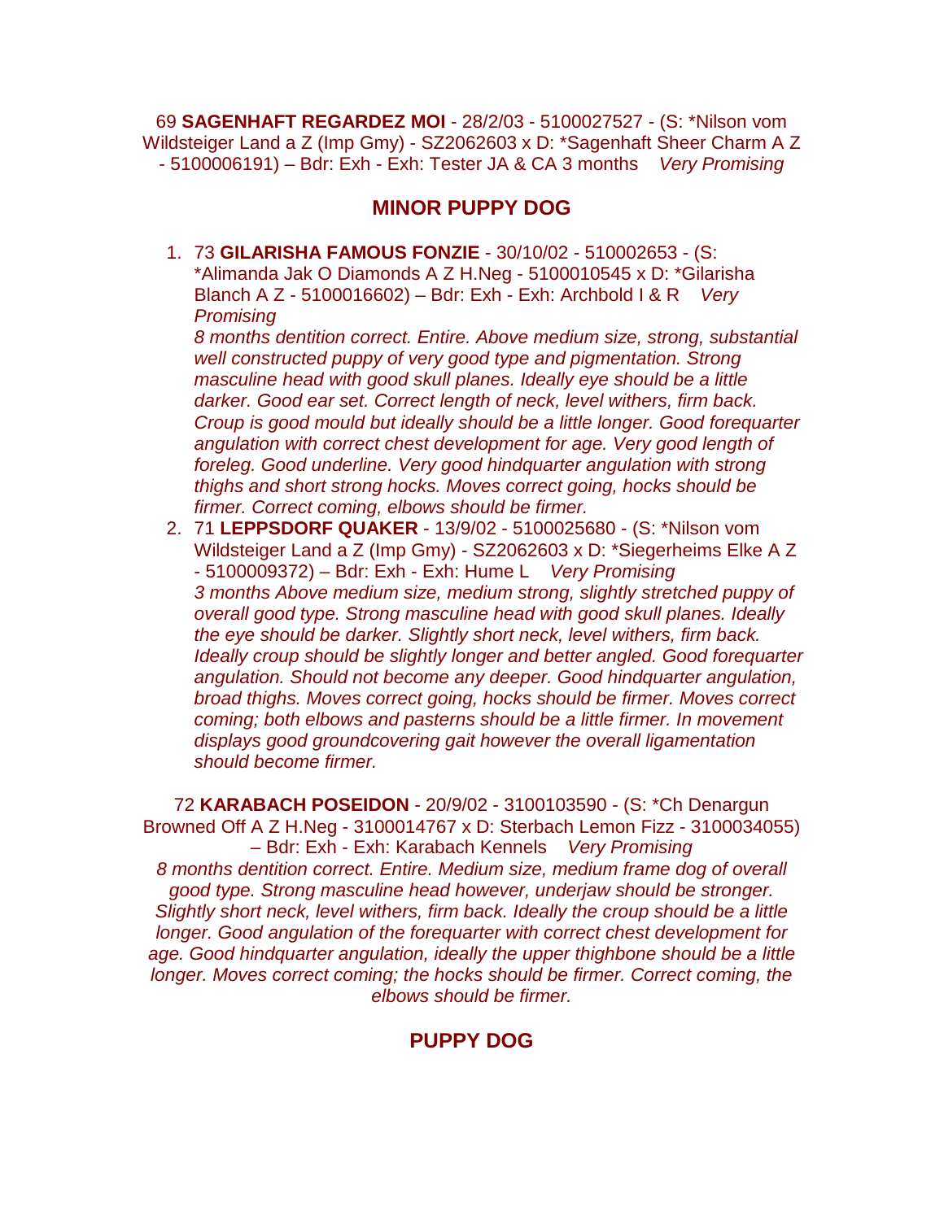69 **SAGENHAFT REGARDEZ MOI** - 28/2/03 - 5100027527 - (S: *Nilson vom Wildsteiger Land a Z (Imp Gmy) - SZ2062603 x D: *Sagenhaft Sheer Charm A Z - 5100006191) – Bdr: Exh - Exh: Tester JA & CA 3 months *Very Promising*

## MINOR PUPPY DOG

1. 73 **GILARISHA FAMOUS FONZIE** - 30/10/02 - 510002653 - (S: *Alimanda Jak O Diamonds A Z H.Neg - 5100010545 x D: *Gilarisha Blanch A Z - 5100016602) – Bdr: Exh - Exh: Archbold I & R *Very Promising*
   *8 months dentition correct. Entire. Above medium size, strong, substantial well constructed puppy of very good type and pigmentation. Strong masculine head with good skull planes. Ideally eye should be a little darker. Good ear set. Correct length of neck, level withers, firm back. Croup is good mould but ideally should be a little longer. Good forequarter angulation with correct chest development for age. Very good length of foreleg. Good underline. Very good hindquarter angulation with strong thighs and short strong hocks. Moves correct going, hocks should be firmer. Correct coming, elbows should be firmer.*
2. 71 **LEPPSDORF QUAKER** - 13/9/02 - 5100025680 - (S: *Nilson vom Wildsteiger Land a Z (Imp Gmy) - SZ2062603 x D: *Siegerheims Elke A Z - 5100009372) – Bdr: Exh - Exh: Hume L *Very Promising*
   *3 months Above medium size, medium strong, slightly stretched puppy of overall good type. Strong masculine head with good skull planes. Ideally the eye should be darker. Slightly short neck, level withers, firm back. Ideally croup should be slightly longer and better angled. Good forequarter angulation. Should not become any deeper. Good hindquarter angulation, broad thighs. Moves correct going, hocks should be firmer. Moves correct coming; both elbows and pasterns should be a little firmer. In movement displays good groundcovering gait however the overall ligamentation should become firmer.*

72 **KARABACH POSEIDON** - 20/9/02 - 3100103590 - (S: *Ch Denargun Browned Off A Z H.Neg - 3100014767 x D: Sterbach Lemon Fizz - 3100034055) – Bdr: Exh - Exh: Karabach Kennels *Very Promising*
*8 months dentition correct. Entire. Medium size, medium frame dog of overall good type. Strong masculine head however, underjaw should be stronger. Slightly short neck, level withers, firm back. Ideally the croup should be a little longer. Good angulation of the forequarter with correct chest development for age. Good hindquarter angulation, ideally the upper thighbone should be a little longer. Moves correct coming; the hocks should be firmer. Correct coming, the elbows should be firmer.*

## PUPPY DOG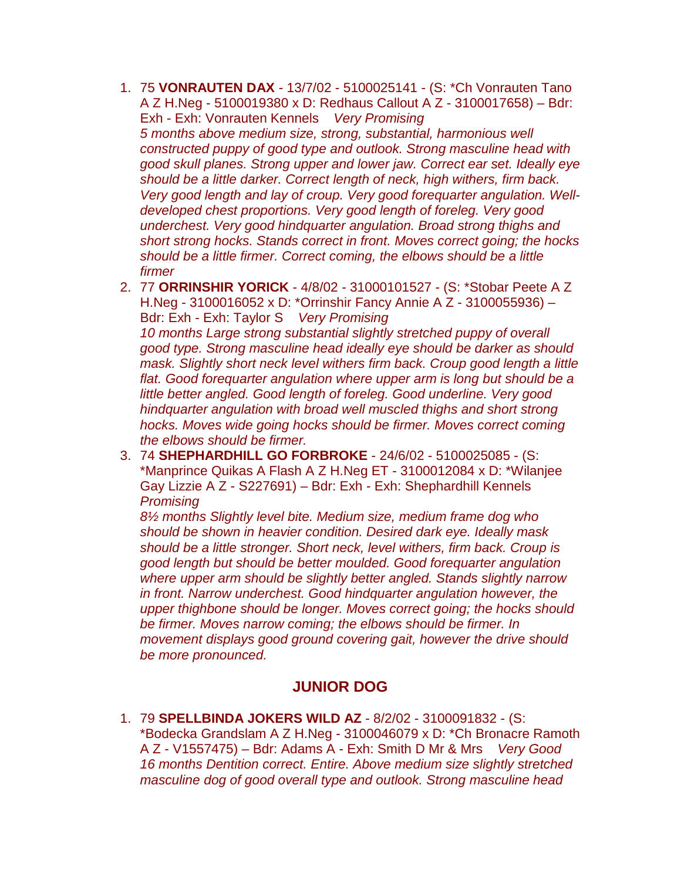1. 75 **VONRAUTEN DAX** - 13/7/02 - 5100025141 - (S: *Ch Vonrauten Tano A Z H.Neg - 5100019380 x D: Redhaus Callout A Z - 3100017658) – Bdr: Exh - Exh: Vonrauten Kennels *Very Promising*
   *5 months above medium size, strong, substantial, harmonious well constructed puppy of good type and outlook. Strong masculine head with good skull planes. Strong upper and lower jaw. Correct ear set. Ideally eye should be a little darker. Correct length of neck, high withers, firm back. Very good length and lay of croup. Very good forequarter angulation. Well-developed chest proportions. Very good length of foreleg. Very good underchest. Very good hindquarter angulation. Broad strong thighs and short strong hocks. Stands correct in front. Moves correct going; the hocks should be a little firmer. Correct coming, the elbows should be a little firmer*
2. 77 **ORRINSHIR YORICK** - 4/8/02 - 31000101527 - (S: *Stobar Peete A Z H.Neg - 3100016052 x D: *Orrinshir Fancy Annie A Z - 3100055936) – Bdr: Exh - Exh: Taylor S *Very Promising*
   *10 months Large strong substantial slightly stretched puppy of overall good type. Strong masculine head ideally eye should be darker as should mask. Slightly short neck level withers firm back. Croup good length a little flat. Good forequarter angulation where upper arm is long but should be a little better angled. Good length of foreleg. Good underline. Very good hindquarter angulation with broad well muscled thighs and short strong hocks. Moves wide going hocks should be firmer. Moves correct coming the elbows should be firmer.*
3. 74 **SHEPHARDHILL GO FORBROKE** - 24/6/02 - 5100025085 - (S: *Manprince Quikas A Flash A Z H.Neg ET - 3100012084 x D: *Wilanjee Gay Lizzie A Z - S227691) – Bdr: Exh - Exh: Shephardhill Kennels *Promising*
   *8½ months Slightly level bite. Medium size, medium frame dog who should be shown in heavier condition. Desired dark eye. Ideally mask should be a little stronger. Short neck, level withers, firm back. Croup is good length but should be better moulded. Good forequarter angulation where upper arm should be slightly better angled. Stands slightly narrow in front. Narrow underchest. Good hindquarter angulation however, the upper thighbone should be longer. Moves correct going; the hocks should be firmer. Moves narrow coming; the elbows should be firmer. In movement displays good ground covering gait, however the drive should be more pronounced.*

## JUNIOR DOG

1. 79 **SPELLBINDA JOKERS WILD AZ** - 8/2/02 - 3100091832 - (S: *Bodecka Grandslam A Z H.Neg - 3100046079 x D: *Ch Bronacre Ramoth A Z - V1557475) – Bdr: Adams A - Exh: Smith D Mr & Mrs *Very Good*
   *16 months Dentition correct. Entire. Above medium size slightly stretched masculine dog of good overall type and outlook. Strong masculine head*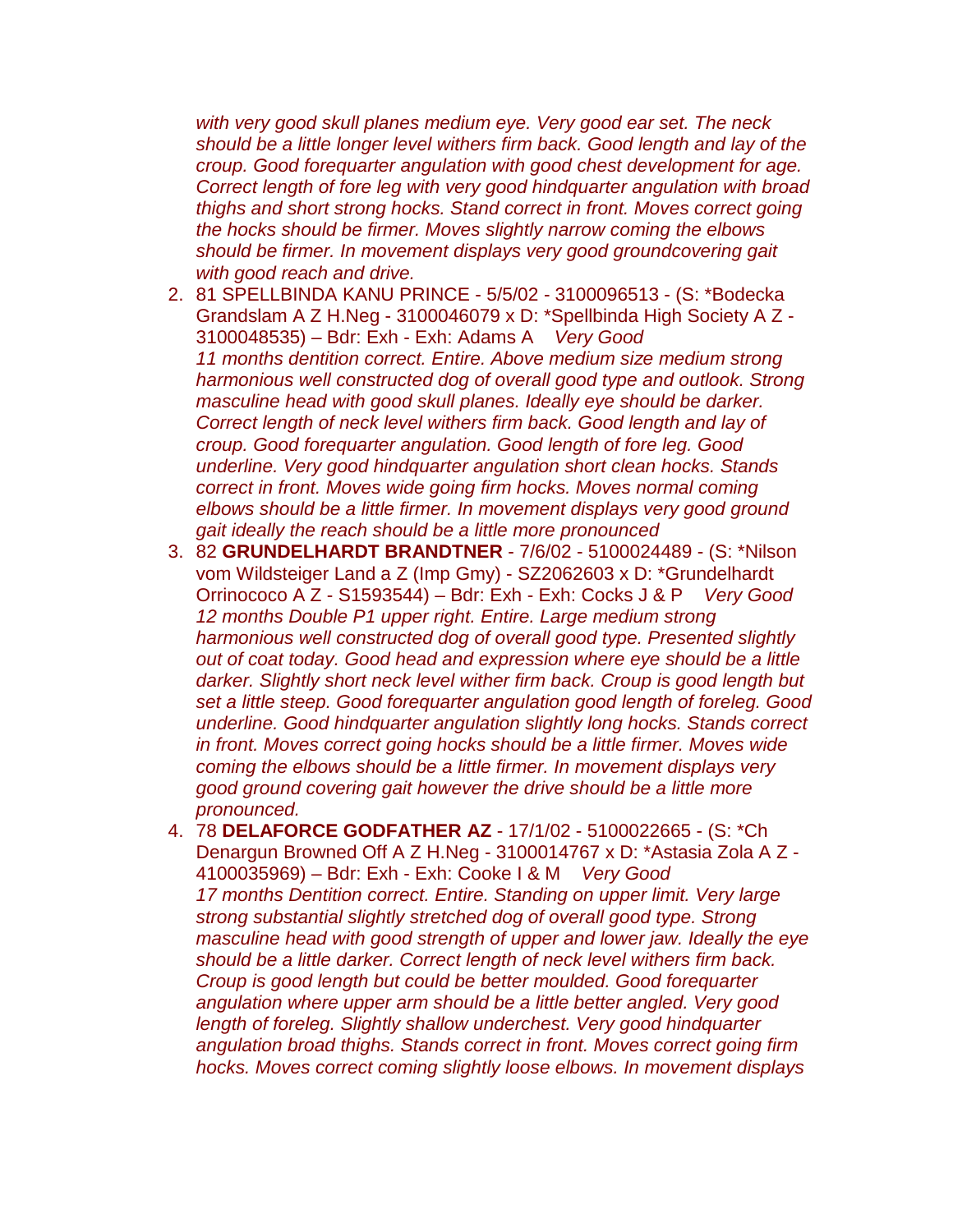*with very good skull planes medium eye. Very good ear set. The neck should be a little longer level withers firm back. Good length and lay of the croup. Good forequarter angulation with good chest development for age. Correct length of fore leg with very good hindquarter angulation with broad thighs and short strong hocks. Stand correct in front. Moves correct going the hocks should be firmer. Moves slightly narrow coming the elbows should be firmer. In movement displays very good groundcovering gait with good reach and drive.*

2. 81 SPELLBINDA KANU PRINCE - 5/5/02 - 3100096513 - (S: *Bodecka Grandslam A Z H.Neg - 3100046079 x D: *Spellbinda High Society A Z - 3100048535) – Bdr: Exh - Exh: Adams A *Very Good*
   *11 months dentition correct. Entire. Above medium size medium strong harmonious well constructed dog of overall good type and outlook. Strong masculine head with good skull planes. Ideally eye should be darker. Correct length of neck level withers firm back. Good length and lay of croup. Good forequarter angulation. Good length of fore leg. Good underline. Very good hindquarter angulation short clean hocks. Stands correct in front. Moves wide going firm hocks. Moves normal coming elbows should be a little firmer. In movement displays very good ground gait ideally the reach should be a little more pronounced*
3. 82 **GRUNDELHARDT BRANDTNER** - 7/6/02 - 5100024489 - (S: *Nilson vom Wildsteiger Land a Z (Imp Gmy) - SZ2062603 x D: *Grundelhardt Orrinococo A Z - S1593544) – Bdr: Exh - Exh: Cocks J & P *Very Good*
   *12 months Double P1 upper right. Entire. Large medium strong harmonious well constructed dog of overall good type. Presented slightly out of coat today. Good head and expression where eye should be a little darker. Slightly short neck level wither firm back. Croup is good length but set a little steep. Good forequarter angulation good length of foreleg. Good underline. Good hindquarter angulation slightly long hocks. Stands correct in front. Moves correct going hocks should be a little firmer. Moves wide coming the elbows should be a little firmer. In movement displays very good ground covering gait however the drive should be a little more pronounced.*
4. 78 **DELAFORCE GODFATHER AZ** - 17/1/02 - 5100022665 - (S: *Ch Denargun Browned Off A Z H.Neg - 3100014767 x D: *Astasia Zola A Z - 4100035969) – Bdr: Exh - Exh: Cooke I & M *Very Good*
   *17 months Dentition correct. Entire. Standing on upper limit. Very large strong substantial slightly stretched dog of overall good type. Strong masculine head with good strength of upper and lower jaw. Ideally the eye should be a little darker. Correct length of neck level withers firm back. Croup is good length but could be better moulded. Good forequarter angulation where upper arm should be a little better angled. Very good length of foreleg. Slightly shallow underchest. Very good hindquarter angulation broad thighs. Stands correct in front. Moves correct going firm hocks. Moves correct coming slightly loose elbows. In movement displays*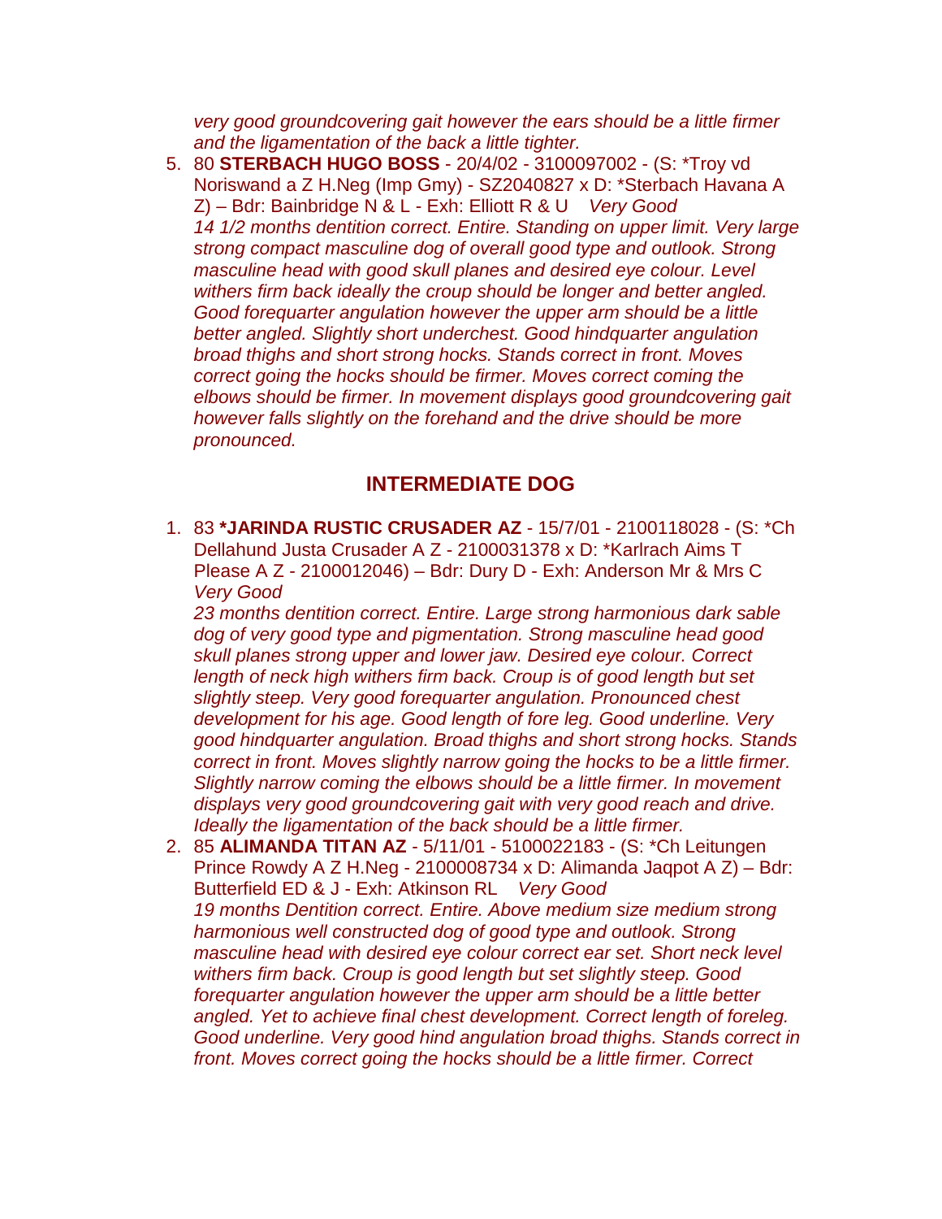*very good groundcovering gait however the ears should be a little firmer and the ligamentation of the back a little tighter.*

5. 80 **STERBACH HUGO BOSS** - 20/4/02 - 3100097002 - (S: *Troy vd Noriswand a Z H.Neg (Imp Gmy) - SZ2040827 x D: *Sterbach Havana A Z) – Bdr: Bainbridge N & L - Exh: Elliott R & U *Very Good*
   *14 1/2 months dentition correct. Entire. Standing on upper limit. Very large strong compact masculine dog of overall good type and outlook. Strong masculine head with good skull planes and desired eye colour. Level withers firm back ideally the croup should be longer and better angled. Good forequarter angulation however the upper arm should be a little better angled. Slightly short underchest. Good hindquarter angulation broad thighs and short strong hocks. Stands correct in front. Moves correct going the hocks should be firmer. Moves correct coming the elbows should be firmer. In movement displays good groundcovering gait however falls slightly on the forehand and the drive should be more pronounced.*

## INTERMEDIATE DOG

1. 83 ***JARINDA RUSTIC CRUSADER AZ** - 15/7/01 - 2100118028 - (S: *Ch Dellahund Justa Crusader A Z - 2100031378 x D: *Karlrach Aims T Please A Z - 2100012046) – Bdr: Dury D - Exh: Anderson Mr & Mrs C *Very Good*
   *23 months dentition correct. Entire. Large strong harmonious dark sable dog of very good type and pigmentation. Strong masculine head good skull planes strong upper and lower jaw. Desired eye colour. Correct length of neck high withers firm back. Croup is of good length but set slightly steep. Very good forequarter angulation. Pronounced chest development for his age. Good length of fore leg. Good underline. Very good hindquarter angulation. Broad thighs and short strong hocks. Stands correct in front. Moves slightly narrow going the hocks to be a little firmer. Slightly narrow coming the elbows should be a little firmer. In movement displays very good groundcovering gait with very good reach and drive. Ideally the ligamentation of the back should be a little firmer.*
2. 85 **ALIMANDA TITAN AZ** - 5/11/01 - 5100022183 - (S: *Ch Leitungen Prince Rowdy A Z H.Neg - 2100008734 x D: Alimanda Jaqpot A Z) – Bdr: Butterfield ED & J - Exh: Atkinson RL *Very Good*
   *19 months Dentition correct. Entire. Above medium size medium strong harmonious well constructed dog of good type and outlook. Strong masculine head with desired eye colour correct ear set. Short neck level withers firm back. Croup is good length but set slightly steep. Good forequarter angulation however the upper arm should be a little better angled. Yet to achieve final chest development. Correct length of foreleg. Good underline. Very good hind angulation broad thighs. Stands correct in front. Moves correct going the hocks should be a little firmer. Correct*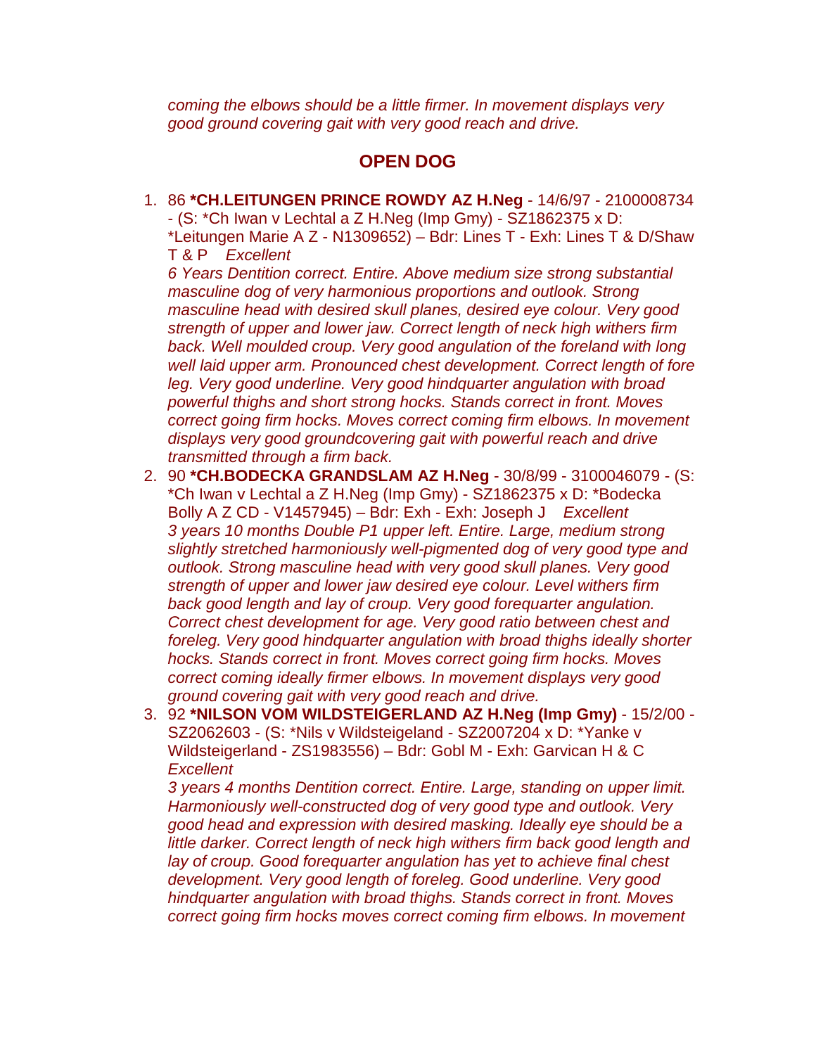*coming the elbows should be a little firmer. In movement displays very good ground covering gait with very good reach and drive.*

## OPEN DOG

1. 86 **\*CH.LEITUNGEN PRINCE ROWDY AZ H.Neg** - 14/6/97 - 2100008734 - (S: \*Ch Iwan v Lechtal a Z H.Neg (Imp Gmy) - SZ1862375 x D: \*Leitungen Marie A Z - N1309652) – Bdr: Lines T - Exh: Lines T & D/Shaw T & P *Excellent*
   *6 Years Dentition correct. Entire. Above medium size strong substantial masculine dog of very harmonious proportions and outlook. Strong masculine head with desired skull planes, desired eye colour. Very good strength of upper and lower jaw. Correct length of neck high withers firm back. Well moulded croup. Very good angulation of the foreland with long well laid upper arm. Pronounced chest development. Correct length of fore leg. Very good underline. Very good hindquarter angulation with broad powerful thighs and short strong hocks. Stands correct in front. Moves correct going firm hocks. Moves correct coming firm elbows. In movement displays very good groundcovering gait with powerful reach and drive transmitted through a firm back.*
2. 90 **\*CH.BODECKA GRANDSLAM AZ H.Neg** - 30/8/99 - 3100046079 - (S: \*Ch Iwan v Lechtal a Z H.Neg (Imp Gmy) - SZ1862375 x D: \*Bodecka Bolly A Z CD - V1457945) – Bdr: Exh - Exh: Joseph J *Excellent*
   *3 years 10 months Double P1 upper left. Entire. Large, medium strong slightly stretched harmoniously well-pigmented dog of very good type and outlook. Strong masculine head with very good skull planes. Very good strength of upper and lower jaw desired eye colour. Level withers firm back good length and lay of croup. Very good forequarter angulation. Correct chest development for age. Very good ratio between chest and foreleg. Very good hindquarter angulation with broad thighs ideally shorter hocks. Stands correct in front. Moves correct going firm hocks. Moves correct coming ideally firmer elbows. In movement displays very good ground covering gait with very good reach and drive.*
3. 92 **\*NILSON VOM WILDSTEIGERLAND AZ H.Neg (Imp Gmy)** - 15/2/00 - SZ2062603 - (S: \*Nils v Wildsteigeland - SZ2007204 x D: \*Yanke v Wildsteigerland - ZS1983556) – Bdr: Gobl M - Exh: Garvican H & C *Excellent*
   *3 years 4 months Dentition correct. Entire. Large, standing on upper limit. Harmoniously well-constructed dog of very good type and outlook. Very good head and expression with desired masking. Ideally eye should be a little darker. Correct length of neck high withers firm back good length and lay of croup. Good forequarter angulation has yet to achieve final chest development. Very good length of foreleg. Good underline. Very good hindquarter angulation with broad thighs. Stands correct in front. Moves correct going firm hocks moves correct coming firm elbows. In movement*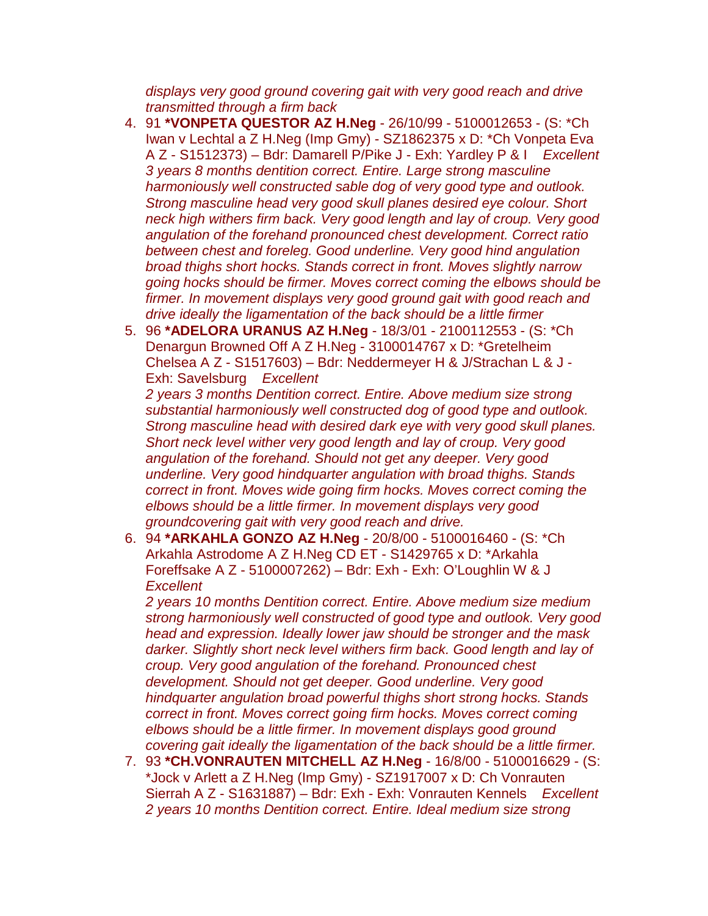*displays very good ground covering gait with very good reach and drive transmitted through a firm back*

4. 91 **\*VONPETA QUESTOR AZ H.Neg** - 26/10/99 - 5100012653 - (S: \*Ch Iwan v Lechtal a Z H.Neg (Imp Gmy) - SZ1862375 x D: \*Ch Vonpeta Eva A Z - S1512373) – Bdr: Damarell P/Pike J - Exh: Yardley P & I *Excellent*
*3 years 8 months dentition correct. Entire. Large strong masculine harmoniously well constructed sable dog of very good type and outlook. Strong masculine head very good skull planes desired eye colour. Short neck high withers firm back. Very good length and lay of croup. Very good angulation of the forehand pronounced chest development. Correct ratio between chest and foreleg. Good underline. Very good hind angulation broad thighs short hocks. Stands correct in front. Moves slightly narrow going hocks should be firmer. Moves correct coming the elbows should be firmer. In movement displays very good ground gait with good reach and drive ideally the ligamentation of the back should be a little firmer*
5. 96 **\*ADELORA URANUS AZ H.Neg** - 18/3/01 - 2100112553 - (S: \*Ch Denargun Browned Off A Z H.Neg - 3100014767 x D: \*Gretelheim Chelsea A Z - S1517603) – Bdr: Neddermeyer H & J/Strachan L & J - Exh: Savelsburg *Excellent*
*2 years 3 months Dentition correct. Entire. Above medium size strong substantial harmoniously well constructed dog of good type and outlook. Strong masculine head with desired dark eye with very good skull planes. Short neck level wither very good length and lay of croup. Very good angulation of the forehand. Should not get any deeper. Very good underline. Very good hindquarter angulation with broad thighs. Stands correct in front. Moves wide going firm hocks. Moves correct coming the elbows should be a little firmer. In movement displays very good groundcovering gait with very good reach and drive.*
6. 94 **\*ARKAHLA GONZO AZ H.Neg** - 20/8/00 - 5100016460 - (S: \*Ch Arkahla Astrodome A Z H.Neg CD ET - S1429765 x D: \*Arkahla Foreffsake A Z - 5100007262) – Bdr: Exh - Exh: O'Loughlin W & J *Excellent*
*2 years 10 months Dentition correct. Entire. Above medium size medium strong harmoniously well constructed of good type and outlook. Very good head and expression. Ideally lower jaw should be stronger and the mask darker. Slightly short neck level withers firm back. Good length and lay of croup. Very good angulation of the forehand. Pronounced chest development. Should not get deeper. Good underline. Very good hindquarter angulation broad powerful thighs short strong hocks. Stands correct in front. Moves correct going firm hocks. Moves correct coming elbows should be a little firmer. In movement displays good ground covering gait ideally the ligamentation of the back should be a little firmer.*
7. 93 **\*CH.VONRAUTEN MITCHELL AZ H.Neg** - 16/8/00 - 5100016629 - (S: \*Jock v Arlett a Z H.Neg (Imp Gmy) - SZ1917007 x D: Ch Vonrauten Sierrah A Z - S1631887) – Bdr: Exh - Exh: Vonrauten Kennels *Excellent*
*2 years 10 months Dentition correct. Entire. Ideal medium size strong*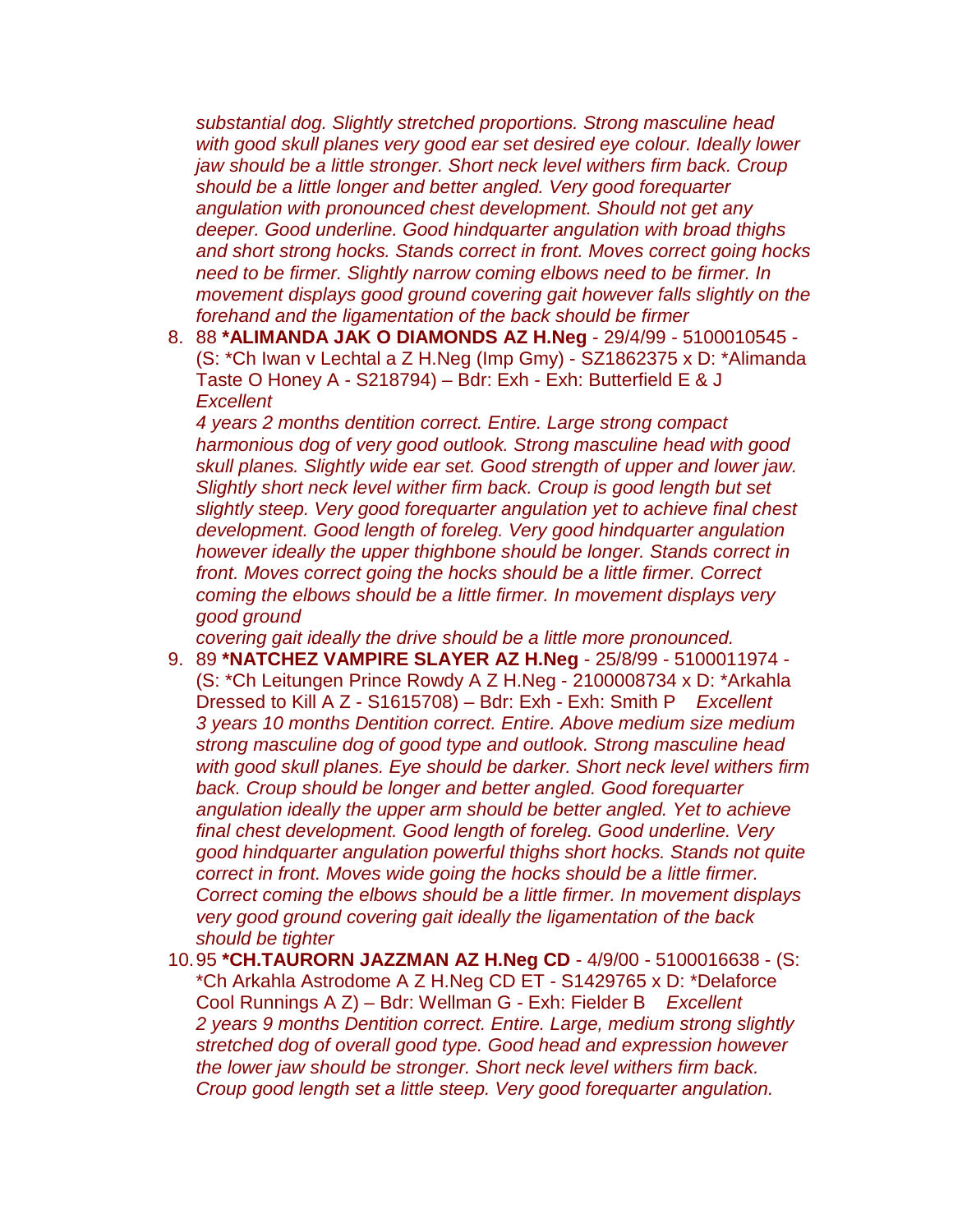*substantial dog. Slightly stretched proportions. Strong masculine head with good skull planes very good ear set desired eye colour. Ideally lower jaw should be a little stronger. Short neck level withers firm back. Croup should be a little longer and better angled. Very good forequarter angulation with pronounced chest development. Should not get any deeper. Good underline. Good hindquarter angulation with broad thighs and short strong hocks. Stands correct in front. Moves correct going hocks need to be firmer. Slightly narrow coming elbows need to be firmer. In movement displays good ground covering gait however falls slightly on the forehand and the ligamentation of the back should be firmer*

8. 88 **\*ALIMANDA JAK O DIAMONDS AZ H.Neg** - 29/4/99 - 5100010545 - (S: \*Ch Iwan v Lechtal a Z H.Neg (Imp Gmy) - SZ1862375 x D: \*Alimanda Taste O Honey A - S218794) – Bdr: Exh - Exh: Butterfield E & J *Excellent*
   *4 years 2 months dentition correct. Entire. Large strong compact harmonious dog of very good outlook. Strong masculine head with good skull planes. Slightly wide ear set. Good strength of upper and lower jaw. Slightly short neck level wither firm back. Croup is good length but set slightly steep. Very good forequarter angulation yet to achieve final chest development. Good length of foreleg. Very good hindquarter angulation however ideally the upper thighbone should be longer. Stands correct in front. Moves correct going the hocks should be a little firmer. Correct coming the elbows should be a little firmer. In movement displays very good ground covering gait ideally the drive should be a little more pronounced.*
9. 89 **\*NATCHEZ VAMPIRE SLAYER AZ H.Neg** - 25/8/99 - 5100011974 - (S: \*Ch Leitungen Prince Rowdy A Z H.Neg - 2100008734 x D: \*Arkahla Dressed to Kill A Z - S1615708) – Bdr: Exh - Exh: Smith P *Excellent*
   *3 years 10 months Dentition correct. Entire. Above medium size medium strong masculine dog of good type and outlook. Strong masculine head with good skull planes. Eye should be darker. Short neck level withers firm back. Croup should be longer and better angled. Good forequarter angulation ideally the upper arm should be better angled. Yet to achieve final chest development. Good length of foreleg. Good underline. Very good hindquarter angulation powerful thighs short hocks. Stands not quite correct in front. Moves wide going the hocks should be a little firmer. Correct coming the elbows should be a little firmer. In movement displays very good ground covering gait ideally the ligamentation of the back should be tighter*
10. 95 **\*CH.TAURORN JAZZMAN AZ H.Neg CD** - 4/9/00 - 5100016638 - (S: \*Ch Arkahla Astrodome A Z H.Neg CD ET - S1429765 x D: \*Delaforce Cool Runnings A Z) – Bdr: Wellman G - Exh: Fielder B *Excellent*
    *2 years 9 months Dentition correct. Entire. Large, medium strong slightly stretched dog of overall good type. Good head and expression however the lower jaw should be stronger. Short neck level withers firm back. Croup good length set a little steep. Very good forequarter angulation.*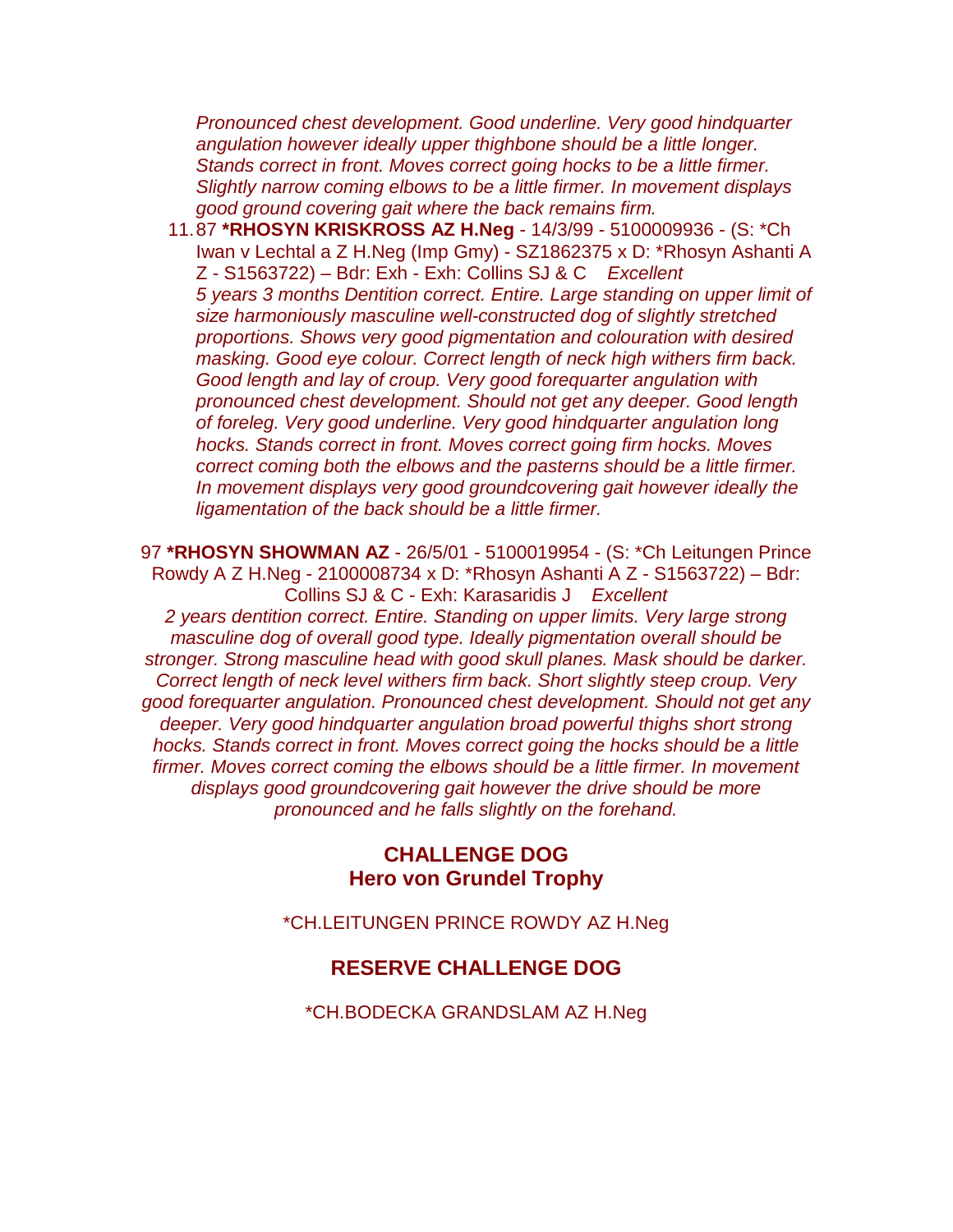*Pronounced chest development. Good underline. Very good hindquarter angulation however ideally upper thighbone should be a little longer. Stands correct in front. Moves correct going hocks to be a little firmer. Slightly narrow coming elbows to be a little firmer. In movement displays good ground covering gait where the back remains firm.*

11. 87 **\*RHOSYN KRISKROSS AZ H.Neg** - 14/3/99 - 5100009936 - (S: *Ch Iwan v Lechtal a Z H.Neg (Imp Gmy) - SZ1862375 x D: *Rhosyn Ashanti A Z - S1563722) – Bdr: Exh - Exh: Collins SJ & C *Excellent*
*5 years 3 months Dentition correct. Entire. Large standing on upper limit of size harmoniously masculine well-constructed dog of slightly stretched proportions. Shows very good pigmentation and colouration with desired masking. Good eye colour. Correct length of neck high withers firm back. Good length and lay of croup. Very good forequarter angulation with pronounced chest development. Should not get any deeper. Good length of foreleg. Very good underline. Very good hindquarter angulation long hocks. Stands correct in front. Moves correct going firm hocks. Moves correct coming both the elbows and the pasterns should be a little firmer. In movement displays very good groundcovering gait however ideally the ligamentation of the back should be a little firmer.*

97 **\*RHOSYN SHOWMAN AZ** - 26/5/01 - 5100019954 - (S: *Ch Leitungen Prince Rowdy A Z H.Neg - 2100008734 x D: *Rhosyn Ashanti A Z - S1563722) – Bdr: Collins SJ & C - Exh: Karasaridis J *Excellent*
*2 years dentition correct. Entire. Standing on upper limits. Very large strong masculine dog of overall good type. Ideally pigmentation overall should be stronger. Strong masculine head with good skull planes. Mask should be darker. Correct length of neck level withers firm back. Short slightly steep croup. Very good forequarter angulation. Pronounced chest development. Should not get any deeper. Very good hindquarter angulation broad powerful thighs short strong hocks. Stands correct in front. Moves correct going the hocks should be a little firmer. Moves correct coming the elbows should be a little firmer. In movement displays good groundcovering gait however the drive should be more pronounced and he falls slightly on the forehand.*

## CHALLENGE DOG
## Hero von Grundel Trophy

*CH.LEITUNGEN PRINCE ROWDY AZ H.Neg

## RESERVE CHALLENGE DOG

*CH.BODECKA GRANDSLAM AZ H.Neg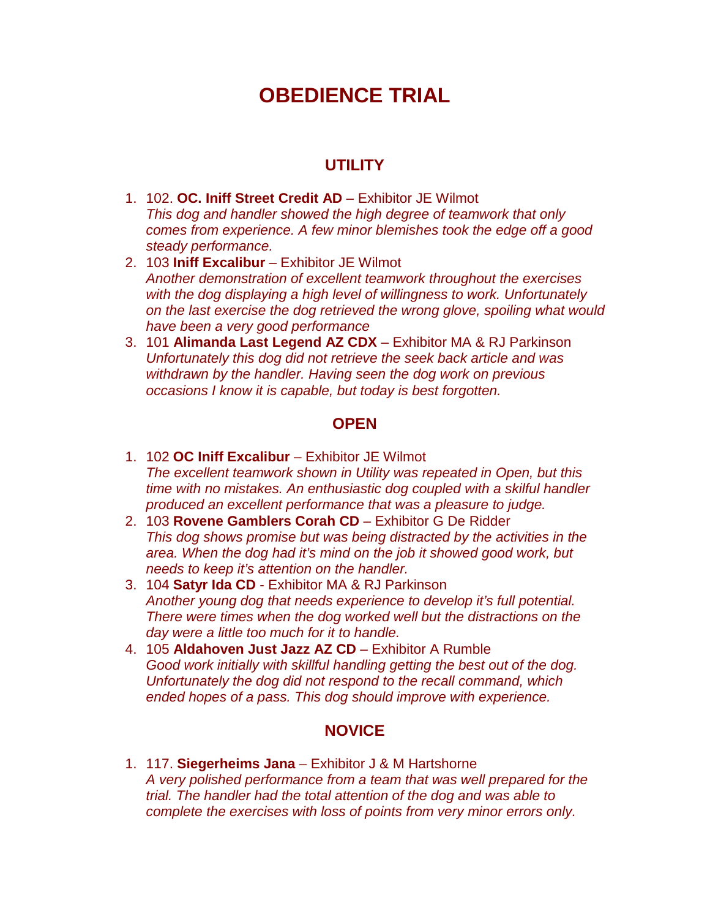# OBEDIENCE TRIAL

## UTILITY

1. 102. **OC. Iniff Street Credit AD** – Exhibitor JE Wilmot
   *This dog and handler showed the high degree of teamwork that only comes from experience. A few minor blemishes took the edge off a good steady performance.*
2. 103 **Iniff Excalibur** – Exhibitor JE Wilmot
   *Another demonstration of excellent teamwork throughout the exercises with the dog displaying a high level of willingness to work. Unfortunately on the last exercise the dog retrieved the wrong glove, spoiling what would have been a very good performance*
3. 101 **Alimanda Last Legend AZ CDX** – Exhibitor MA & RJ Parkinson
   *Unfortunately this dog did not retrieve the seek back article and was withdrawn by the handler. Having seen the dog work on previous occasions I know it is capable, but today is best forgotten.*

## OPEN

1. 102 **OC Iniff Excalibur** – Exhibitor JE Wilmot
   *The excellent teamwork shown in Utility was repeated in Open, but this time with no mistakes. An enthusiastic dog coupled with a skilful handler produced an excellent performance that was a pleasure to judge.*
2. 103 **Rovene Gamblers Corah CD** – Exhibitor G De Ridder
   *This dog shows promise but was being distracted by the activities in the area. When the dog had it's mind on the job it showed good work, but needs to keep it's attention on the handler.*
3. 104 **Satyr Ida CD** - Exhibitor MA & RJ Parkinson
   *Another young dog that needs experience to develop it's full potential. There were times when the dog worked well but the distractions on the day were a little too much for it to handle.*
4. 105 **Aldahoven Just Jazz AZ CD** – Exhibitor A Rumble
   *Good work initially with skillful handling getting the best out of the dog. Unfortunately the dog did not respond to the recall command, which ended hopes of a pass. This dog should improve with experience.*

## NOVICE

1. 117. **Siegerheims Jana** – Exhibitor J & M Hartshorne
   *A very polished performance from a team that was well prepared for the trial. The handler had the total attention of the dog and was able to complete the exercises with loss of points from very minor errors only.*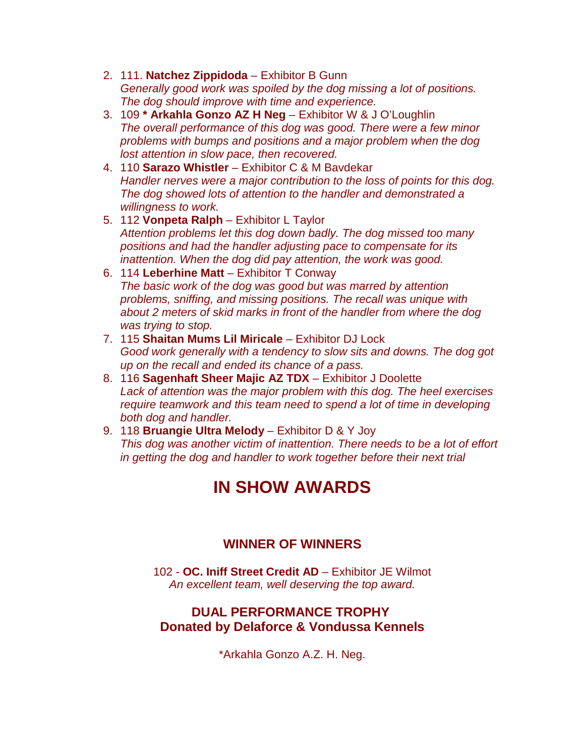2. 111. **Natchez Zippidoda** – Exhibitor B Gunn
   *Generally good work was spoiled by the dog missing a lot of positions. The dog should improve with time and experience.*
3. 109 ***Arkahla Gonzo AZ H Neg** – Exhibitor W & J O'Loughlin
   *The overall performance of this dog was good. There were a few minor problems with bumps and positions and a major problem when the dog lost attention in slow pace, then recovered.*
4. 110 **Sarazo Whistler** – Exhibitor C & M Bavdekar
   *Handler nerves were a major contribution to the loss of points for this dog. The dog showed lots of attention to the handler and demonstrated a willingness to work.*
5. 112 **Vonpeta Ralph** – Exhibitor L Taylor
   *Attention problems let this dog down badly. The dog missed too many positions and had the handler adjusting pace to compensate for its inattention. When the dog did pay attention, the work was good.*
6. 114 **Leberhine Matt** – Exhibitor T Conway
   *The basic work of the dog was good but was marred by attention problems, sniffing, and missing positions. The recall was unique with about 2 meters of skid marks in front of the handler from where the dog was trying to stop.*
7. 115 **Shaitan Mums Lil Miricale** – Exhibitor DJ Lock
   *Good work generally with a tendency to slow sits and downs. The dog got up on the recall and ended its chance of a pass.*
8. 116 **Sagenhaft Sheer Majic AZ TDX** – Exhibitor J Doolette
   *Lack of attention was the major problem with this dog. The heel exercises require teamwork and this team need to spend a lot of time in developing both dog and handler.*
9. 118 **Bruangie Ultra Melody** – Exhibitor D & Y Joy
   *This dog was another victim of inattention. There needs to be a lot of effort in getting the dog and handler to work together before their next trial*

# IN SHOW AWARDS

### WINNER OF WINNERS

102 - **OC. Iniff Street Credit AD** – Exhibitor JE Wilmot
*An excellent team, well deserving the top award.*

### DUAL PERFORMANCE TROPHY
### Donated by Delaforce & Vondussa Kennels

*Arkahla Gonzo A.Z. H. Neg.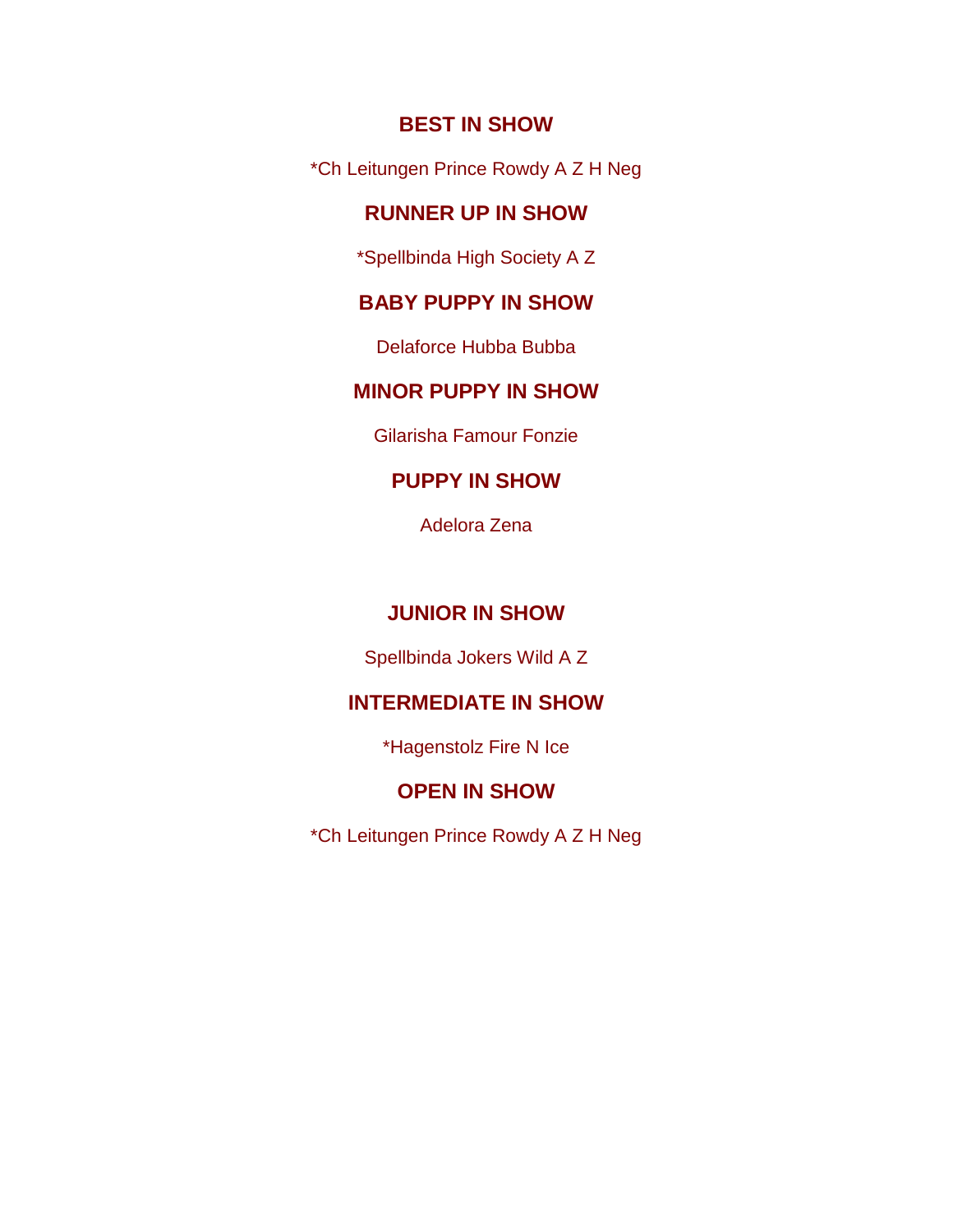**BEST IN SHOW**

*Ch Leitungen Prince Rowdy A Z H Neg

**RUNNER UP IN SHOW**

*Spellbinda High Society A Z

**BABY PUPPY IN SHOW**

Delaforce Hubba Bubba

**MINOR PUPPY IN SHOW**

Gilarisha Famour Fonzie

**PUPPY IN SHOW**

Adelora Zena

**JUNIOR IN SHOW**

Spellbinda Jokers Wild A Z

**INTERMEDIATE IN SHOW**

*Hagenstolz Fire N Ice

**OPEN IN SHOW**

*Ch Leitungen Prince Rowdy A Z H Neg